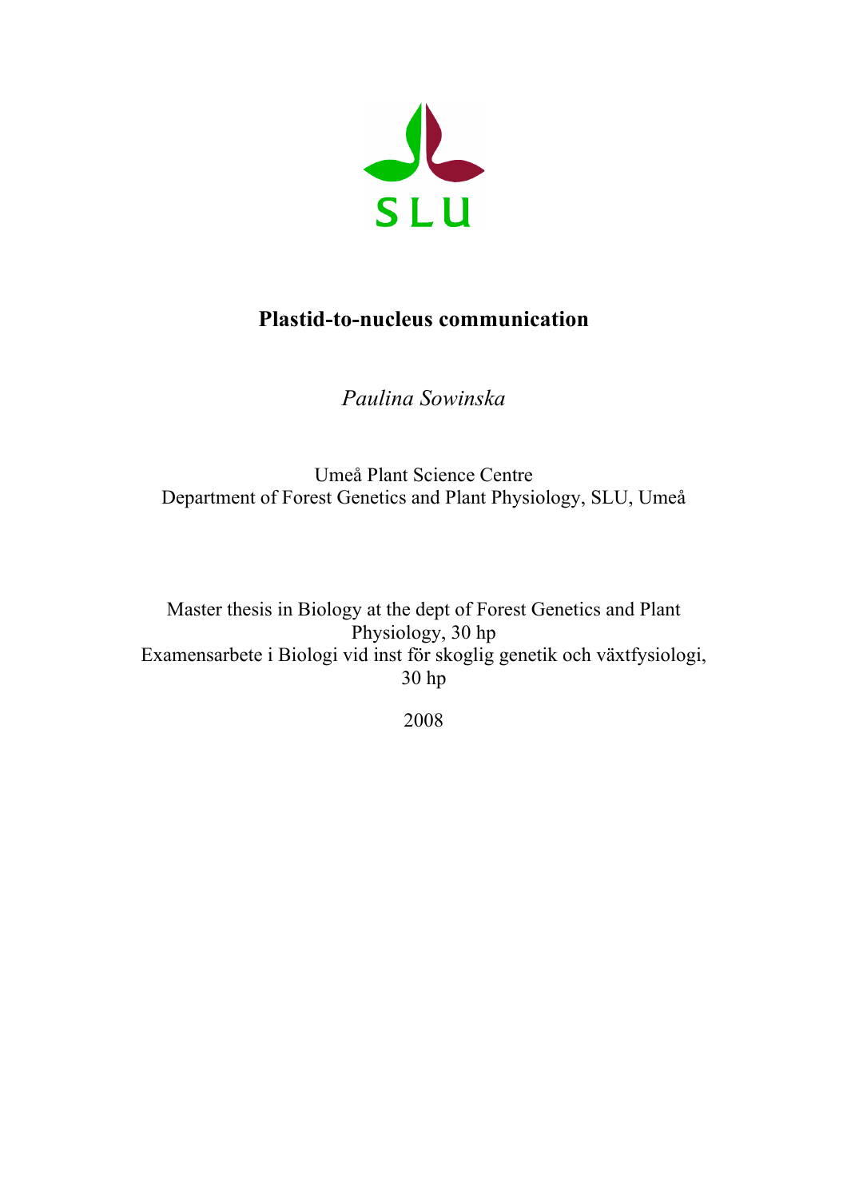SLU

# Plastid-to-nucleus communication

*Paulina Sowinska*

Umeå Plant Science Centre
Department of Forest Genetics and Plant Physiology, SLU, Umeå

Master thesis in Biology at the dept of Forest Genetics and Plant Physiology, 30 hp
Examensarbete i Biologi vid inst för skoglig genetik och växtfysiologi, 30 hp

2008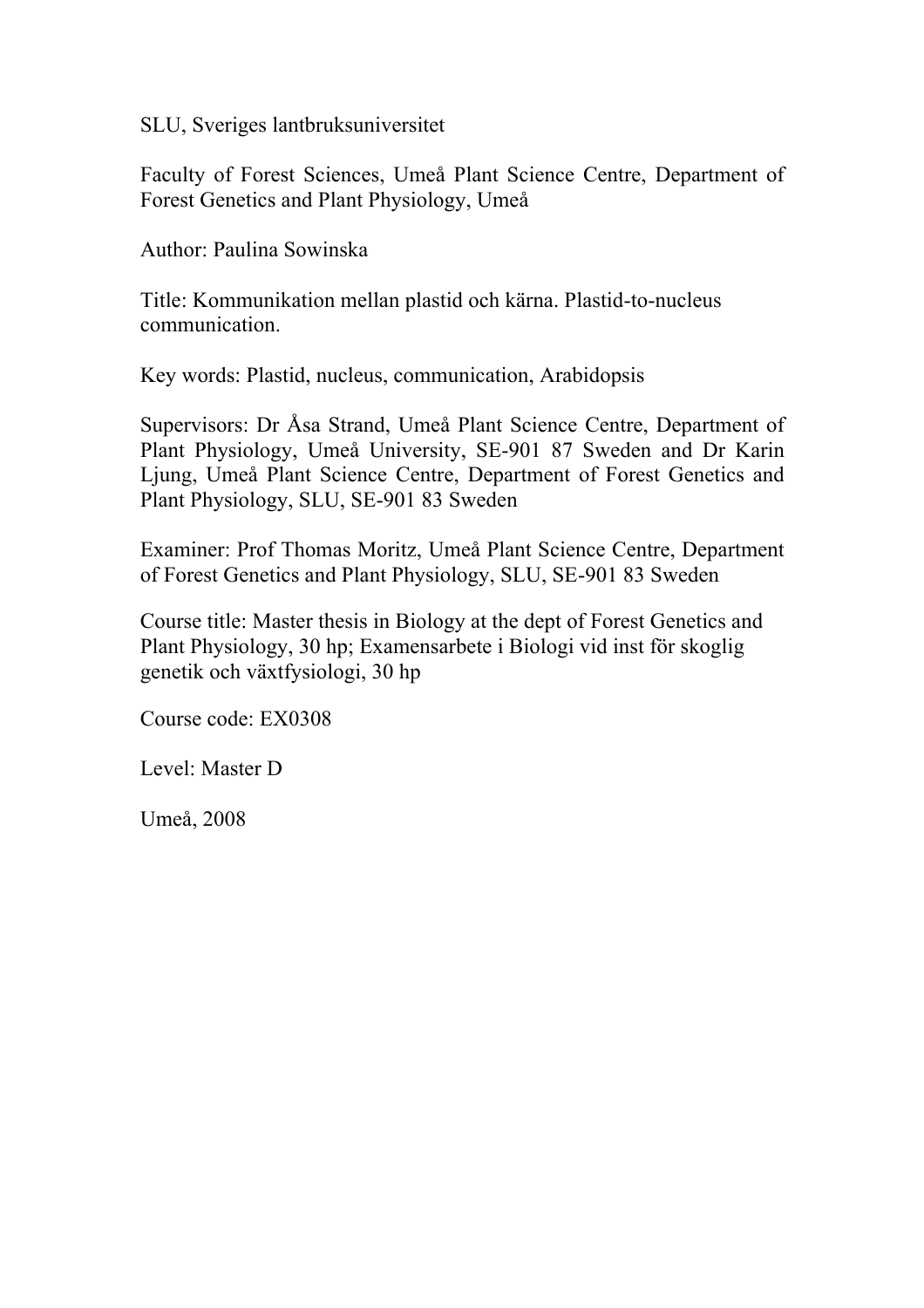SLU, Sveriges lantbruksuniversitet

Faculty of Forest Sciences, Umeå Plant Science Centre, Department of Forest Genetics and Plant Physiology, Umeå

Author: Paulina Sowinska

Title: Kommunikation mellan plastid och kärna. Plastid-to-nucleus communication.

Key words: Plastid, nucleus, communication, Arabidopsis

Supervisors: Dr Åsa Strand, Umeå Plant Science Centre, Department of Plant Physiology, Umeå University, SE-901 87 Sweden and Dr Karin Ljung, Umeå Plant Science Centre, Department of Forest Genetics and Plant Physiology, SLU, SE-901 83 Sweden

Examiner: Prof Thomas Moritz, Umeå Plant Science Centre, Department of Forest Genetics and Plant Physiology, SLU, SE-901 83 Sweden

Course title: Master thesis in Biology at the dept of Forest Genetics and Plant Physiology, 30 hp; Examensarbete i Biologi vid inst för skoglig genetik och växtfysiologi, 30 hp

Course code: EX0308

Level: Master D

Umeå, 2008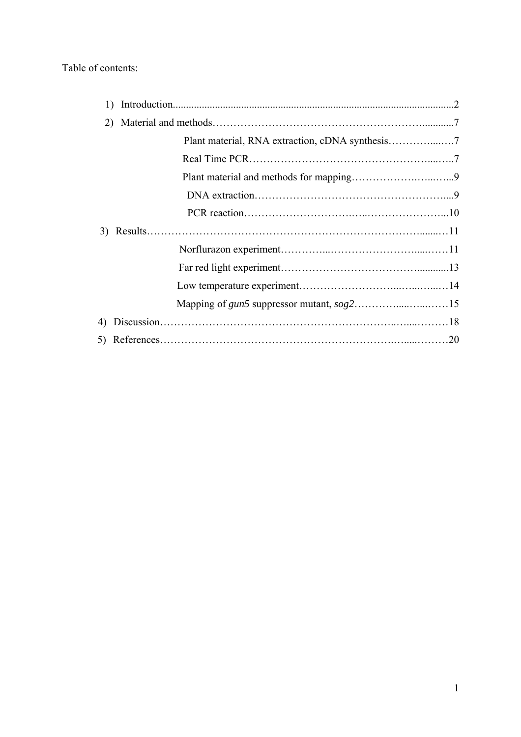Table of contents:

1) Introduction..........................................................................................................2
2) Material and methods……………………………………………………............7
   - Plant material, RNA extraction, cDNA synthesis………….....….7
   - Real Time PCR…………………………………………….....…..7
   - Plant material and methods for mapping…………………..…...…...9
   - DNA extraction………………………………………………....9
   - PCR reaction…………………………..…...…………………...10
3) Results………………………………………………………………………........…11
   - Norflurazon experiment…………...……………………….....……11
   - Far red light experiment……………………………………............13
   - Low temperature experiment………………………...…...…..…14
   - Mapping of *gun5* suppressor mutant, *sog2*…………......…...……15
4) Discussion……………………………………………………………..…...………18
5) References……………………………………………………….…....………20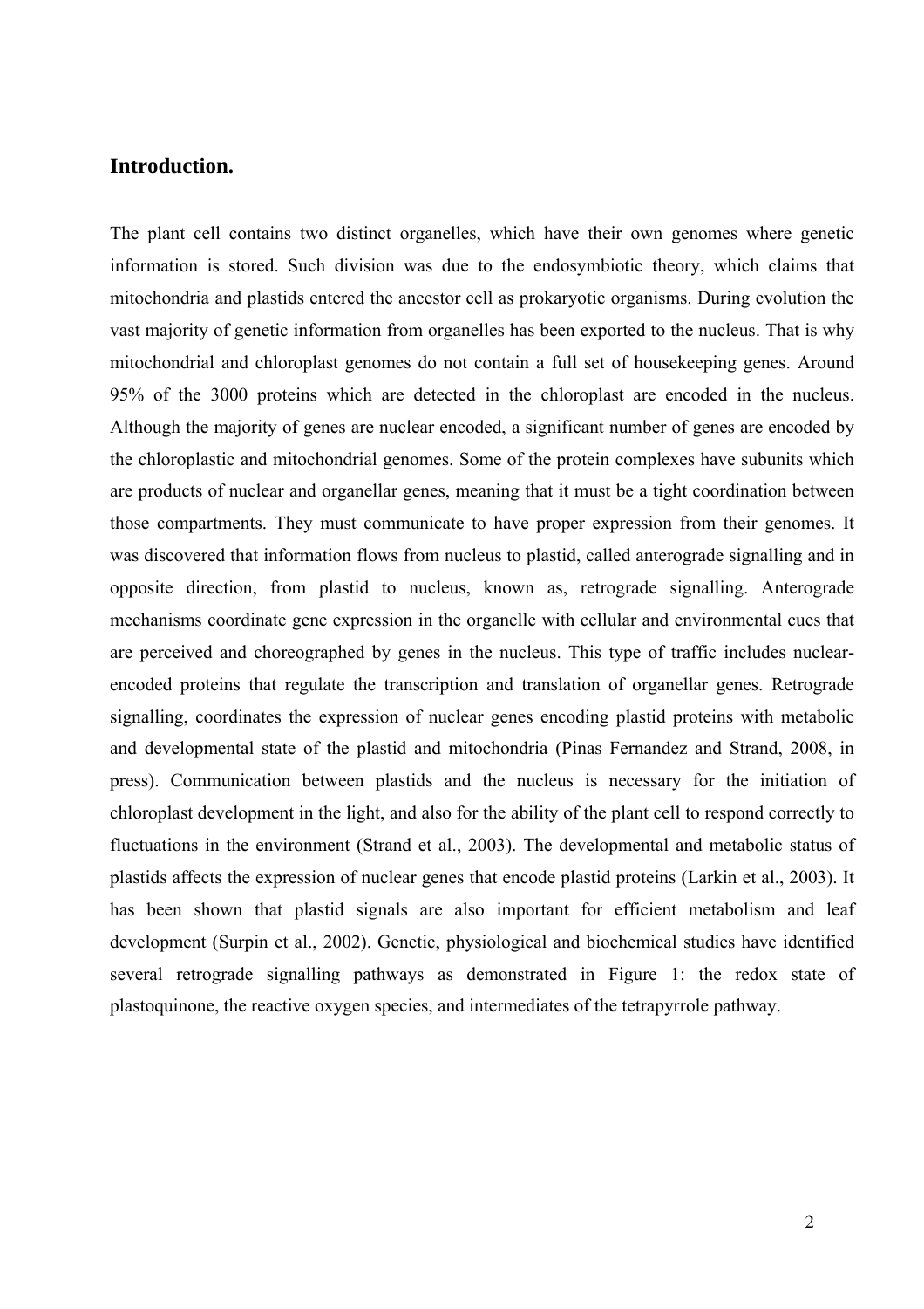## Introduction.

The plant cell contains two distinct organelles, which have their own genomes where genetic information is stored. Such division was due to the endosymbiotic theory, which claims that mitochondria and plastids entered the ancestor cell as prokaryotic organisms. During evolution the vast majority of genetic information from organelles has been exported to the nucleus. That is why mitochondrial and chloroplast genomes do not contain a full set of housekeeping genes. Around 95% of the 3000 proteins which are detected in the chloroplast are encoded in the nucleus. Although the majority of genes are nuclear encoded, a significant number of genes are encoded by the chloroplastic and mitochondrial genomes. Some of the protein complexes have subunits which are products of nuclear and organellar genes, meaning that it must be a tight coordination between those compartments. They must communicate to have proper expression from their genomes. It was discovered that information flows from nucleus to plastid, called anterograde signalling and in opposite direction, from plastid to nucleus, known as, retrograde signalling. Anterograde mechanisms coordinate gene expression in the organelle with cellular and environmental cues that are perceived and choreographed by genes in the nucleus. This type of traffic includes nuclear-encoded proteins that regulate the transcription and translation of organellar genes. Retrograde signalling, coordinates the expression of nuclear genes encoding plastid proteins with metabolic and developmental state of the plastid and mitochondria (Pinas Fernandez and Strand, 2008, in press). Communication between plastids and the nucleus is necessary for the initiation of chloroplast development in the light, and also for the ability of the plant cell to respond correctly to fluctuations in the environment (Strand et al., 2003). The developmental and metabolic status of plastids affects the expression of nuclear genes that encode plastid proteins (Larkin et al., 2003). It has been shown that plastid signals are also important for efficient metabolism and leaf development (Surpin et al., 2002). Genetic, physiological and biochemical studies have identified several retrograde signalling pathways as demonstrated in Figure 1: the redox state of plastoquinone, the reactive oxygen species, and intermediates of the tetrapyrrole pathway.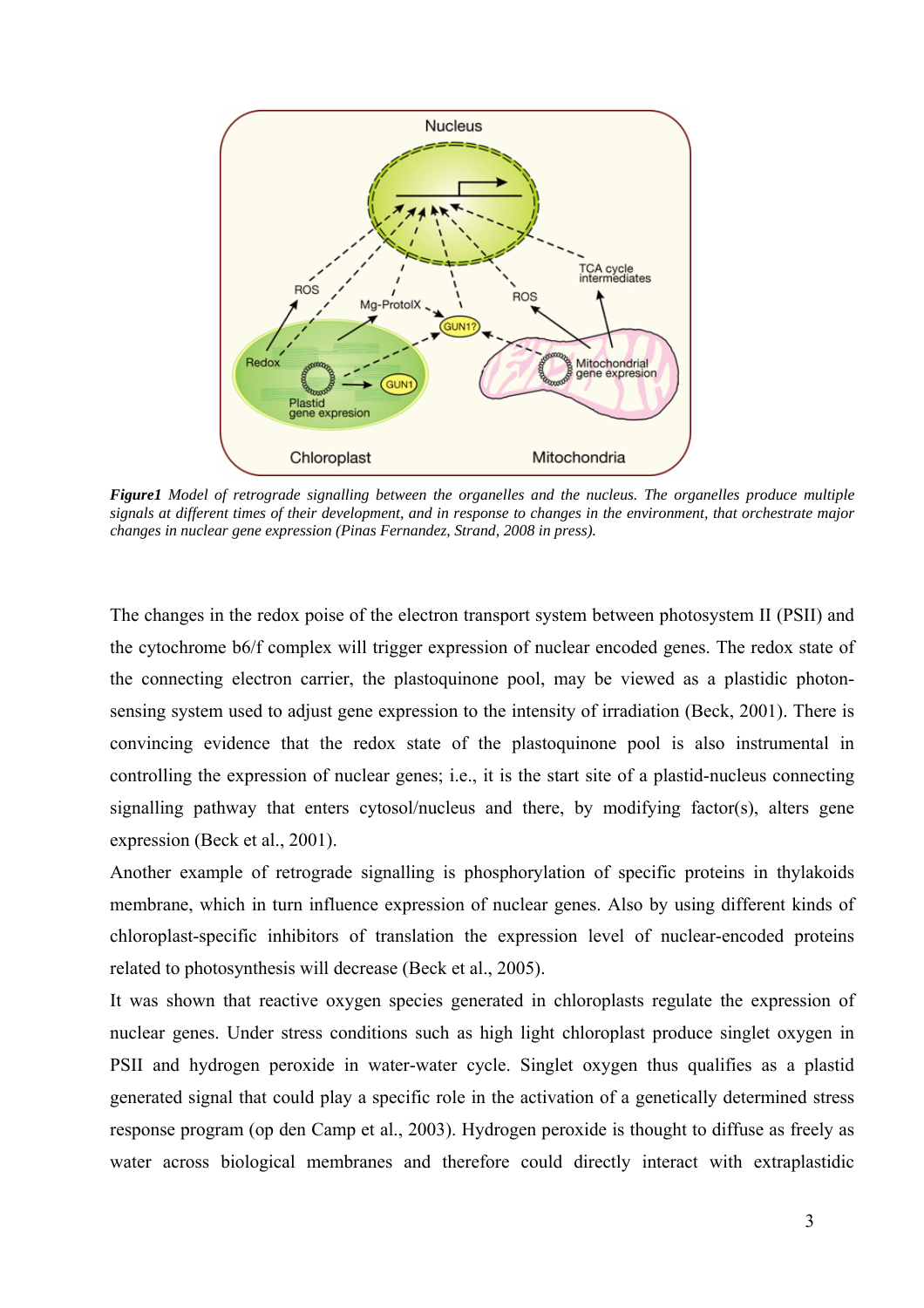***Figure1*** *Model of retrograde signalling between the organelles and the nucleus. The organelles produce multiple signals at different times of their development, and in response to changes in the environment, that orchestrate major changes in nuclear gene expression (Pinas Fernandez, Strand, 2008 in press).*

The changes in the redox poise of the electron transport system between photosystem II (PSII) and the cytochrome b6/f complex will trigger expression of nuclear encoded genes. The redox state of the connecting electron carrier, the plastoquinone pool, may be viewed as a plastidic photon-sensing system used to adjust gene expression to the intensity of irradiation (Beck, 2001). There is convincing evidence that the redox state of the plastoquinone pool is also instrumental in controlling the expression of nuclear genes; i.e., it is the start site of a plastid-nucleus connecting signalling pathway that enters cytosol/nucleus and there, by modifying factor(s), alters gene expression (Beck et al., 2001).

Another example of retrograde signalling is phosphorylation of specific proteins in thylakoids membrane, which in turn influence expression of nuclear genes. Also by using different kinds of chloroplast-specific inhibitors of translation the expression level of nuclear-encoded proteins related to photosynthesis will decrease (Beck et al., 2005).

It was shown that reactive oxygen species generated in chloroplasts regulate the expression of nuclear genes. Under stress conditions such as high light chloroplast produce singlet oxygen in PSII and hydrogen peroxide in water-water cycle. Singlet oxygen thus qualifies as a plastid generated signal that could play a specific role in the activation of a genetically determined stress response program (op den Camp et al., 2003). Hydrogen peroxide is thought to diffuse as freely as water across biological membranes and therefore could directly interact with extraplastidic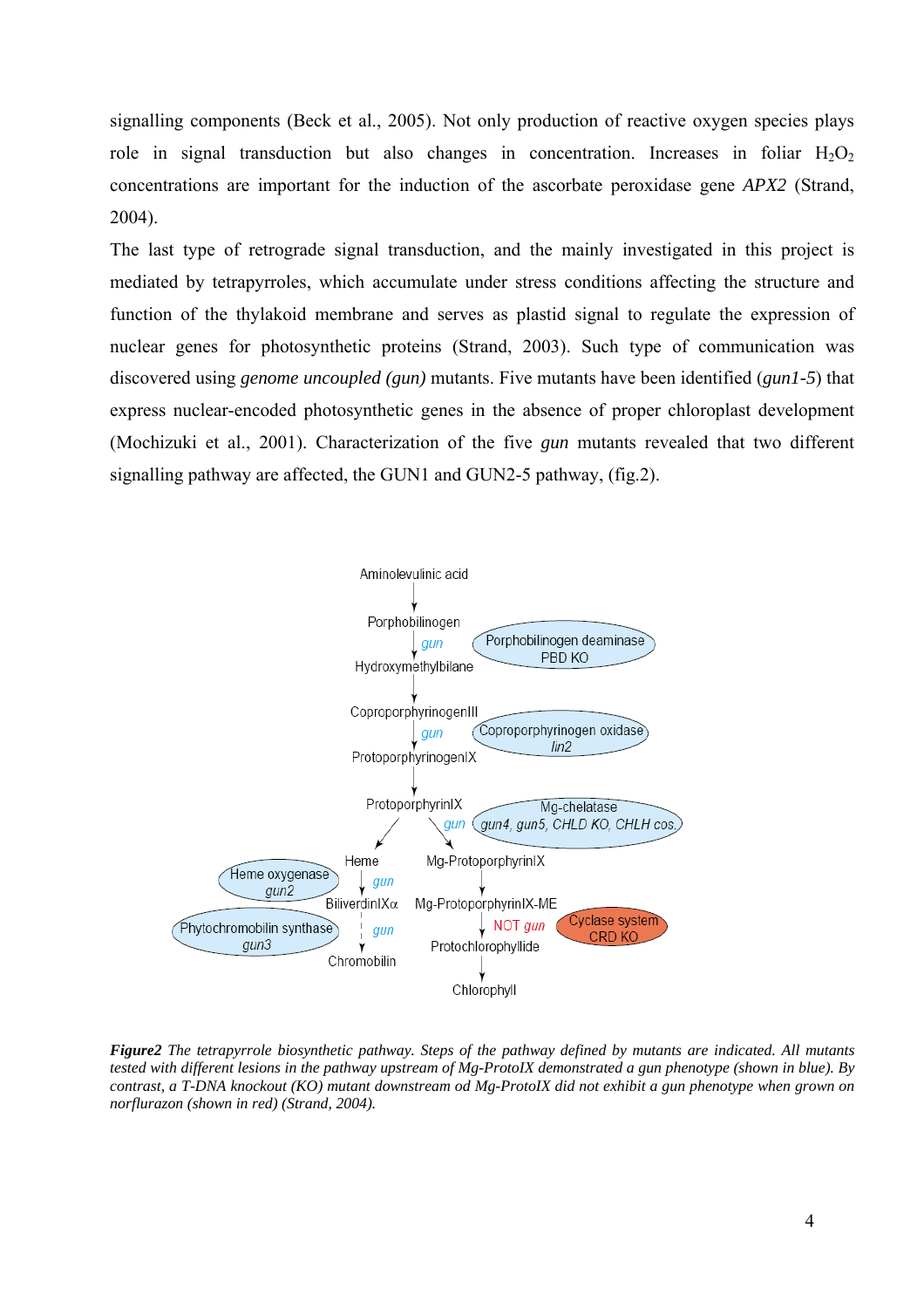signalling components (Beck et al., 2005). Not only production of reactive oxygen species plays role in signal transduction but also changes in concentration. Increases in foliar $H_2O_2$ concentrations are important for the induction of the ascorbate peroxidase gene *APX2* (Strand, 2004).

The last type of retrograde signal transduction, and the mainly investigated in this project is mediated by tetrapyrroles, which accumulate under stress conditions affecting the structure and function of the thylakoid membrane and serves as plastid signal to regulate the expression of nuclear genes for photosynthetic proteins (Strand, 2003). Such type of communication was discovered using *genome uncoupled (gun)* mutants. Five mutants have been identified (*gun1-5*) that express nuclear-encoded photosynthetic genes in the absence of proper chloroplast development (Mochizuki et al., 2001). Characterization of the five *gun* mutants revealed that two different signalling pathway are affected, the GUN1 and GUN2-5 pathway, (fig.2).

Aminolevulinic acid → Porphobilinogen → (*gun*; Porphobilinogen deaminase PBD KO) → Hydroxymethylbilane → CoproporphyrinogenIII → (*gun*; Coproporphyrinogen oxidase *lin2*) → ProtoporphyrinogenIX → ProtoporphyrinIX

ProtoporphyrinIX → Heme → (*gun*; Heme oxygenase *gun2*) → BiliverdinIXα → (*gun*; Phytochromobilin synthase *gun3*) → Chromobilin

ProtoporphyrinIX → (*gun*; Mg-chelatase *gun4, gun5, CHLD KO, CHLH cos.*) → Mg-ProtoporphyrinIX → Mg-ProtoporphyrinIX-ME → (NOT *gun*; Cyclase system CRD KO) → Protochlorophyllide → Chlorophyll

***Figure2*** *The tetrapyrrole biosynthetic pathway. Steps of the pathway defined by mutants are indicated. All mutants tested with different lesions in the pathway upstream of Mg-ProtoIX demonstrated a gun phenotype (shown in blue). By contrast, a T-DNA knockout (KO) mutant downstream od Mg-ProtoIX did not exhibit a gun phenotype when grown on norflurazon (shown in red) (Strand, 2004).*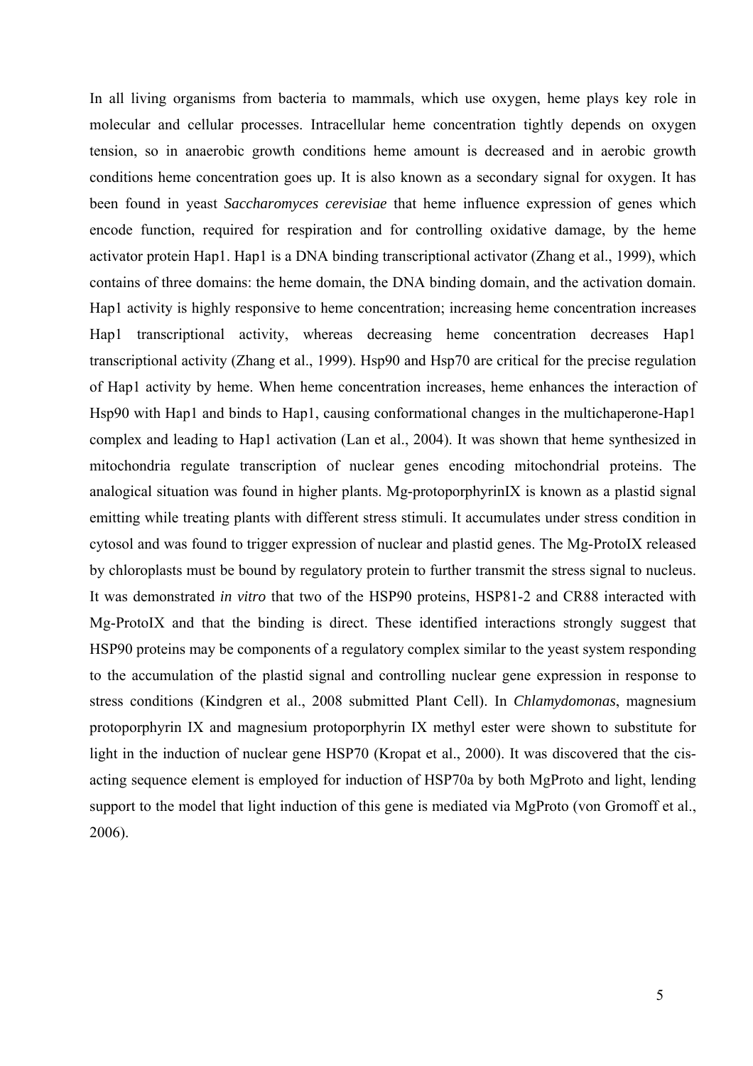In all living organisms from bacteria to mammals, which use oxygen, heme plays key role in molecular and cellular processes. Intracellular heme concentration tightly depends on oxygen tension, so in anaerobic growth conditions heme amount is decreased and in aerobic growth conditions heme concentration goes up. It is also known as a secondary signal for oxygen. It has been found in yeast *Saccharomyces cerevisiae* that heme influence expression of genes which encode function, required for respiration and for controlling oxidative damage, by the heme activator protein Hap1. Hap1 is a DNA binding transcriptional activator (Zhang et al., 1999), which contains of three domains: the heme domain, the DNA binding domain, and the activation domain. Hap1 activity is highly responsive to heme concentration; increasing heme concentration increases Hap1 transcriptional activity, whereas decreasing heme concentration decreases Hap1 transcriptional activity (Zhang et al., 1999). Hsp90 and Hsp70 are critical for the precise regulation of Hap1 activity by heme. When heme concentration increases, heme enhances the interaction of Hsp90 with Hap1 and binds to Hap1, causing conformational changes in the multichaperone-Hap1 complex and leading to Hap1 activation (Lan et al., 2004). It was shown that heme synthesized in mitochondria regulate transcription of nuclear genes encoding mitochondrial proteins. The analogical situation was found in higher plants. Mg-protoporphyrinIX is known as a plastid signal emitting while treating plants with different stress stimuli. It accumulates under stress condition in cytosol and was found to trigger expression of nuclear and plastid genes. The Mg-ProtoIX released by chloroplasts must be bound by regulatory protein to further transmit the stress signal to nucleus. It was demonstrated *in vitro* that two of the HSP90 proteins, HSP81-2 and CR88 interacted with Mg-ProtoIX and that the binding is direct. These identified interactions strongly suggest that HSP90 proteins may be components of a regulatory complex similar to the yeast system responding to the accumulation of the plastid signal and controlling nuclear gene expression in response to stress conditions (Kindgren et al., 2008 submitted Plant Cell). In *Chlamydomonas*, magnesium protoporphyrin IX and magnesium protoporphyrin IX methyl ester were shown to substitute for light in the induction of nuclear gene HSP70 (Kropat et al., 2000). It was discovered that the cis-acting sequence element is employed for induction of HSP70a by both MgProto and light, lending support to the model that light induction of this gene is mediated via MgProto (von Gromoff et al., 2006).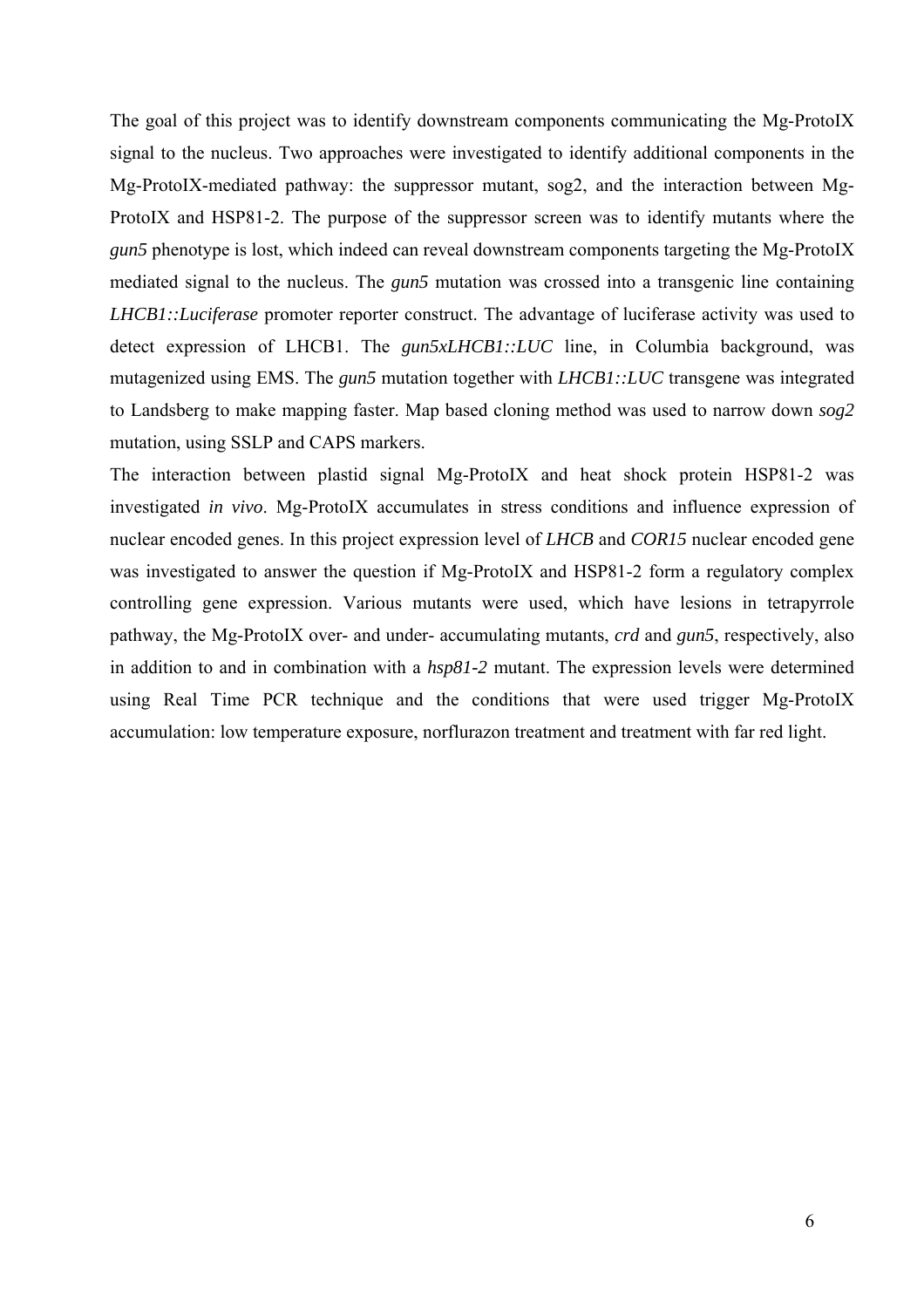The goal of this project was to identify downstream components communicating the Mg-ProtoIX signal to the nucleus. Two approaches were investigated to identify additional components in the Mg-ProtoIX-mediated pathway: the suppressor mutant, sog2, and the interaction between Mg-ProtoIX and HSP81-2. The purpose of the suppressor screen was to identify mutants where the *gun5* phenotype is lost, which indeed can reveal downstream components targeting the Mg-ProtoIX mediated signal to the nucleus. The *gun5* mutation was crossed into a transgenic line containing *LHCB1::Luciferase* promoter reporter construct. The advantage of luciferase activity was used to detect expression of LHCB1. The *gun5xLHCB1::LUC* line, in Columbia background, was mutagenized using EMS. The *gun5* mutation together with *LHCB1::LUC* transgene was integrated to Landsberg to make mapping faster. Map based cloning method was used to narrow down *sog2* mutation, using SSLP and CAPS markers.

The interaction between plastid signal Mg-ProtoIX and heat shock protein HSP81-2 was investigated *in vivo*. Mg-ProtoIX accumulates in stress conditions and influence expression of nuclear encoded genes. In this project expression level of *LHCB* and *COR15* nuclear encoded gene was investigated to answer the question if Mg-ProtoIX and HSP81-2 form a regulatory complex controlling gene expression. Various mutants were used, which have lesions in tetrapyrrole pathway, the Mg-ProtoIX over- and under- accumulating mutants, *crd* and *gun5*, respectively, also in addition to and in combination with a *hsp81-2* mutant. The expression levels were determined using Real Time PCR technique and the conditions that were used trigger Mg-ProtoIX accumulation: low temperature exposure, norflurazon treatment and treatment with far red light.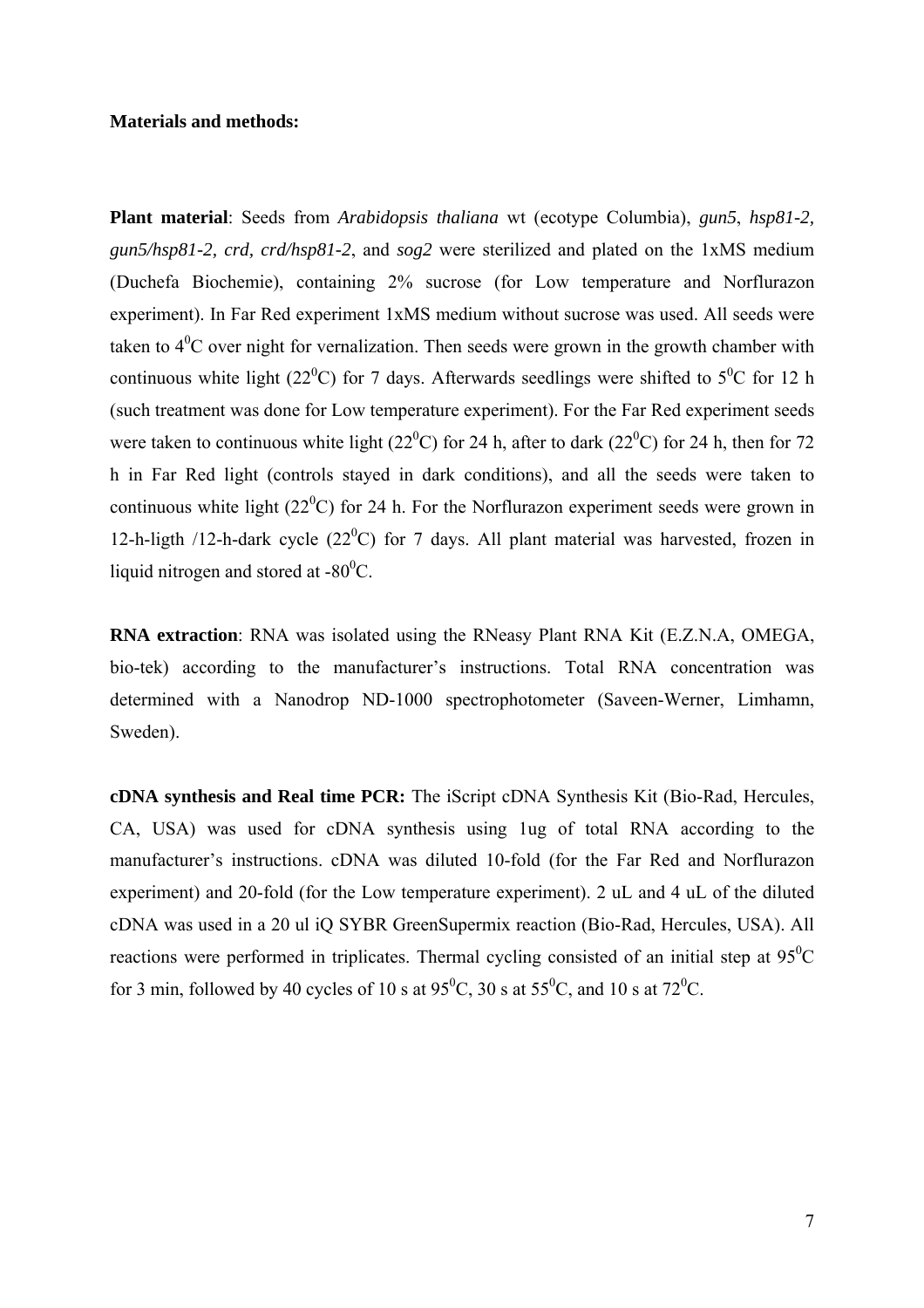**Materials and methods:**

**Plant material**: Seeds from *Arabidopsis thaliana* wt (ecotype Columbia), *gun5*, *hsp81-2, gun5/hsp81-2, crd, crd/hsp81-2*, and *sog2* were sterilized and plated on the 1xMS medium (Duchefa Biochemie), containing 2% sucrose (for Low temperature and Norflurazon experiment). In Far Red experiment 1xMS medium without sucrose was used. All seeds were taken to $4^0$C over night for vernalization. Then seeds were grown in the growth chamber with continuous white light ($22^0$C) for 7 days. Afterwards seedlings were shifted to $5^0$C for 12 h (such treatment was done for Low temperature experiment). For the Far Red experiment seeds were taken to continuous white light ($22^0$C) for 24 h, after to dark ($22^0$C) for 24 h, then for 72 h in Far Red light (controls stayed in dark conditions), and all the seeds were taken to continuous white light ($22^0$C) for 24 h. For the Norflurazon experiment seeds were grown in 12-h-ligth /12-h-dark cycle ($22^0$C) for 7 days. All plant material was harvested, frozen in liquid nitrogen and stored at -$80^0$C.

**RNA extraction**: RNA was isolated using the RNeasy Plant RNA Kit (E.Z.N.A, OMEGA, bio-tek) according to the manufacturer's instructions. Total RNA concentration was determined with a Nanodrop ND-1000 spectrophotometer (Saveen-Werner, Limhamn, Sweden).

**cDNA synthesis and Real time PCR:** The iScript cDNA Synthesis Kit (Bio-Rad, Hercules, CA, USA) was used for cDNA synthesis using 1ug of total RNA according to the manufacturer's instructions. cDNA was diluted 10-fold (for the Far Red and Norflurazon experiment) and 20-fold (for the Low temperature experiment). 2 uL and 4 uL of the diluted cDNA was used in a 20 ul iQ SYBR GreenSupermix reaction (Bio-Rad, Hercules, USA). All reactions were performed in triplicates. Thermal cycling consisted of an initial step at $95^0$C for 3 min, followed by 40 cycles of 10 s at $95^0$C, 30 s at $55^0$C, and 10 s at $72^0$C.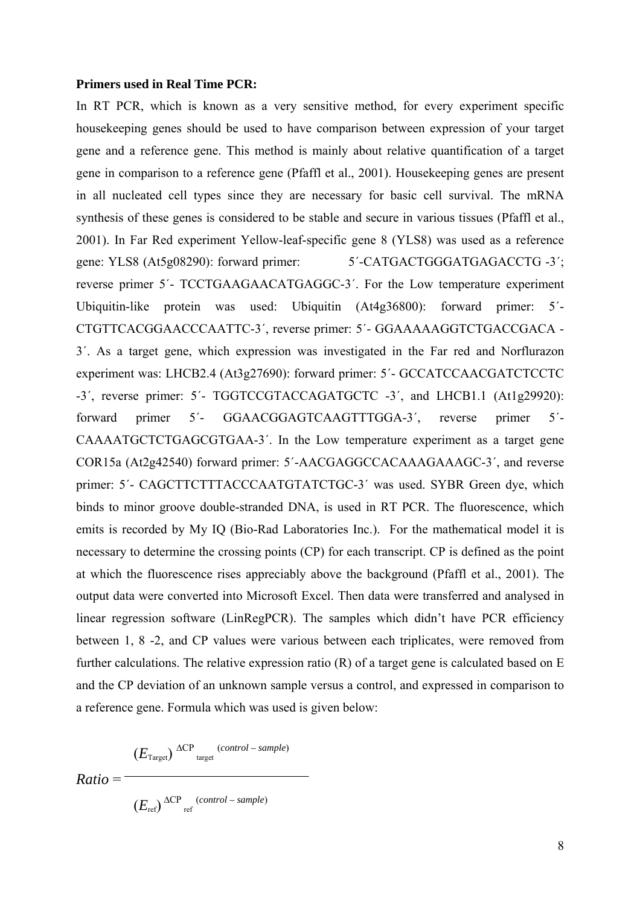**Primers used in Real Time PCR:**

In RT PCR, which is known as a very sensitive method, for every experiment specific housekeeping genes should be used to have comparison between expression of your target gene and a reference gene. This method is mainly about relative quantification of a target gene in comparison to a reference gene (Pfaffl et al., 2001). Housekeeping genes are present in all nucleated cell types since they are necessary for basic cell survival. The mRNA synthesis of these genes is considered to be stable and secure in various tissues (Pfaffl et al., 2001). In Far Red experiment Yellow-leaf-specific gene 8 (YLS8) was used as a reference gene: YLS8 (At5g08290): forward primer: 5´-CATGACTGGGATGAGACCTG -3´; reverse primer 5´- TCCTGAAGAACATGAGGC-3´. For the Low temperature experiment Ubiquitin-like protein was used: Ubiquitin (At4g36800): forward primer: 5´-CTGTTCACGGAACCCAATTC-3´, reverse primer: 5´- GGAAAAAGGTCTGACCGACA -3´. As a target gene, which expression was investigated in the Far red and Norflurazon experiment was: LHCB2.4 (At3g27690): forward primer: 5´- GCCATCCAACGATCTCCTC -3´, reverse primer: 5´- TGGTCCGTACCAGATGCTC -3´, and LHCB1.1 (At1g29920): forward primer 5´- GGAACGGAGTCAAGTTTGGA-3´, reverse primer 5´-CAAAATGCTCTGAGCGTGAA-3´. In the Low temperature experiment as a target gene COR15a (At2g42540) forward primer: 5´-AACGAGGCCACAAAGAAAGC-3´, and reverse primer: 5´- CAGCTTCTTTACCCAATGTATCTGC-3´ was used. SYBR Green dye, which binds to minor groove double-stranded DNA, is used in RT PCR. The fluorescence, which emits is recorded by My IQ (Bio-Rad Laboratories Inc.). For the mathematical model it is necessary to determine the crossing points (CP) for each transcript. CP is defined as the point at which the fluorescence rises appreciably above the background (Pfaffl et al., 2001). The output data were converted into Microsoft Excel. Then data were transferred and analysed in linear regression software (LinRegPCR). The samples which didn't have PCR efficiency between 1, 8 -2, and CP values were various between each triplicates, were removed from further calculations. The relative expression ratio (R) of a target gene is calculated based on E and the CP deviation of an unknown sample versus a control, and expressed in comparison to a reference gene. Formula which was used is given below:

$$Ratio = \frac{(E_{\text{Target}})^{\Delta \text{CP}_{\text{target}}(control - sample)}}{(E_{\text{ref}})^{\Delta \text{CP}_{\text{ref}}(control - sample)}}$$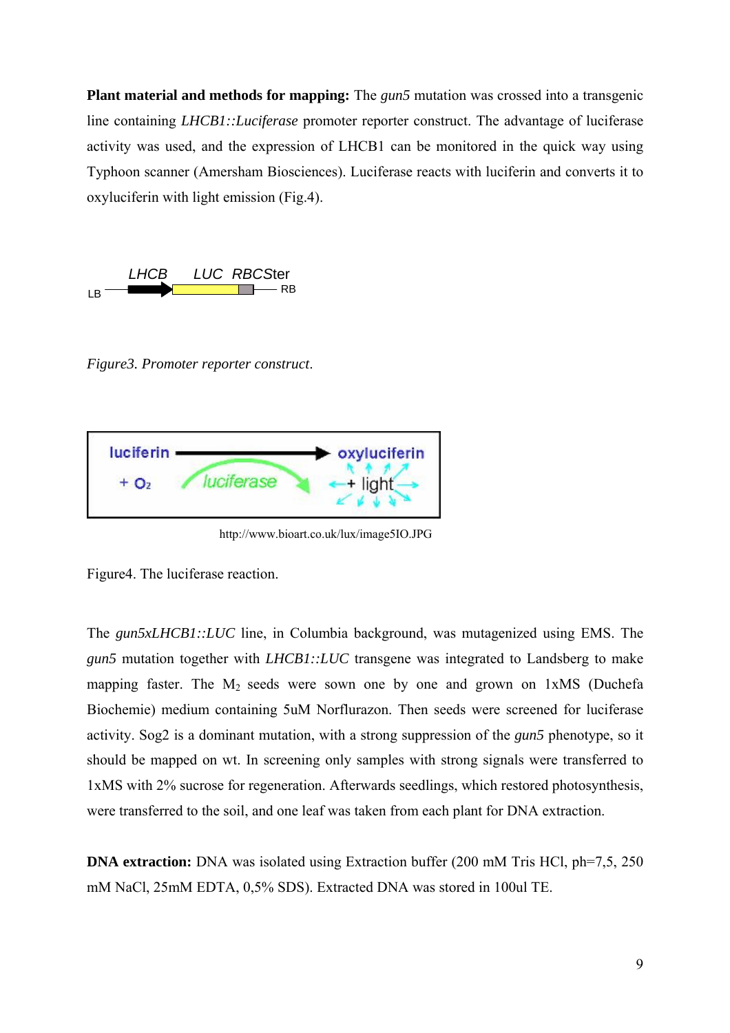**Plant material and methods for mapping:** The *gun5* mutation was crossed into a transgenic line containing *LHCB1::Luciferase* promoter reporter construct. The advantage of luciferase activity was used, and the expression of LHCB1 can be monitored in the quick way using Typhoon scanner (Amersham Biosciences). Luciferase reacts with luciferin and converts it to oxyluciferin with light emission (Fig.4).

*Figure3. Promoter reporter construct.*

http://www.bioart.co.uk/lux/image5IO.JPG

Figure4. The luciferase reaction.

The *gun5xLHCB1::LUC* line, in Columbia background, was mutagenized using EMS. The *gun5* mutation together with *LHCB1::LUC* transgene was integrated to Landsberg to make mapping faster. The $M_2$ seeds were sown one by one and grown on 1xMS (Duchefa Biochemie) medium containing 5uM Norflurazon. Then seeds were screened for luciferase activity. Sog2 is a dominant mutation, with a strong suppression of the *gun5* phenotype, so it should be mapped on wt. In screening only samples with strong signals were transferred to 1xMS with 2% sucrose for regeneration. Afterwards seedlings, which restored photosynthesis, were transferred to the soil, and one leaf was taken from each plant for DNA extraction.

**DNA extraction:** DNA was isolated using Extraction buffer (200 mM Tris HCl, ph=7,5, 250 mM NaCl, 25mM EDTA, 0,5% SDS). Extracted DNA was stored in 100ul TE.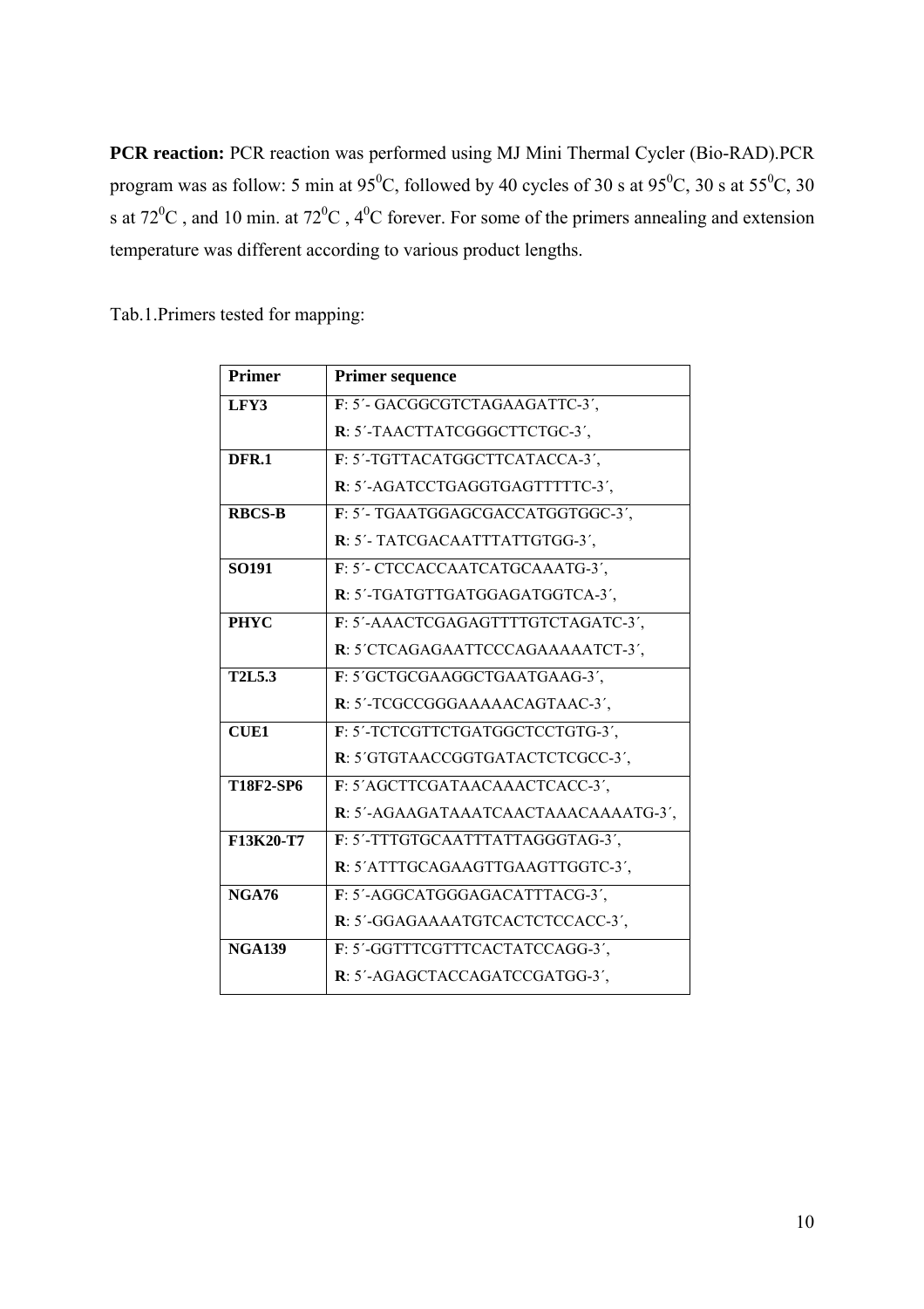**PCR reaction:** PCR reaction was performed using MJ Mini Thermal Cycler (Bio-RAD).PCR program was as follow: 5 min at $95^0$C, followed by 40 cycles of 30 s at $95^0$C, 30 s at $55^0$C, 30 s at $72^0$C , and 10 min. at $72^0$C , $4^0$C forever. For some of the primers annealing and extension temperature was different according to various product lengths.

Tab.1.Primers tested for mapping:

| Primer | Primer sequence |
|---|---|
| **LFY3** | **F**: 5´- GACGGCGTCTAGAAGATTC-3´, **R**: 5´-TAACTTATCGGGCTTCTGC-3´, |
| **DFR.1** | **F**: 5´-TGTTACATGGCTTCATACCA-3´, **R**: 5´-AGATCCTGAGGTGAGTTTTTC-3´, |
| **RBCS-B** | **F**: 5´- TGAATGGAGCGACCATGGTGGC-3´, **R**: 5´- TATCGACAATTTATTGTGG-3´, |
| **SO191** | **F**: 5´- CTCCACCAATCATGCAAATG-3´, **R**: 5´-TGATGTTGATGGAGATGGTCA-3´, |
| **PHYC** | **F**: 5´-AAACTCGAGAGTTTTGTCTAGATC-3´, **R**: 5´CTCAGAGAATTCCCAGAAAAATCT-3´, |
| **T2L5.3** | **F**: 5´GCTGCGAAGGCTGAATGAAG-3´, **R**: 5´-TCGCCGGGAAAAACAGTAAC-3´, |
| **CUE1** | **F**: 5´-TCTCGTTCTGATGGCTCCTGTG-3´, **R**: 5´GTGTAACCGGTGATACTCTCGCC-3´, |
| **T18F2-SP6** | **F**: 5´AGCTTCGATAACAAACTCACC-3´, **R**: 5´-AGAAGATAAATCAACTAAACAAAATG-3´, |
| **F13K20-T7** | **F**: 5´-TTTGTGCAATTTATTAGGGTAG-3´, **R**: 5´ATTTGCAGAAGTTGAAGTTGGTC-3´, |
| **NGA76** | **F**: 5´-AGGCATGGGAGACATTTACG-3´, **R**: 5´-GGAGAAAATGTCACTCTCCACC-3´, |
| **NGA139** | **F**: 5´-GGTTTCGTTTCACTATCCAGG-3´, **R**: 5´-AGAGCTACCAGATCCGATGG-3´, |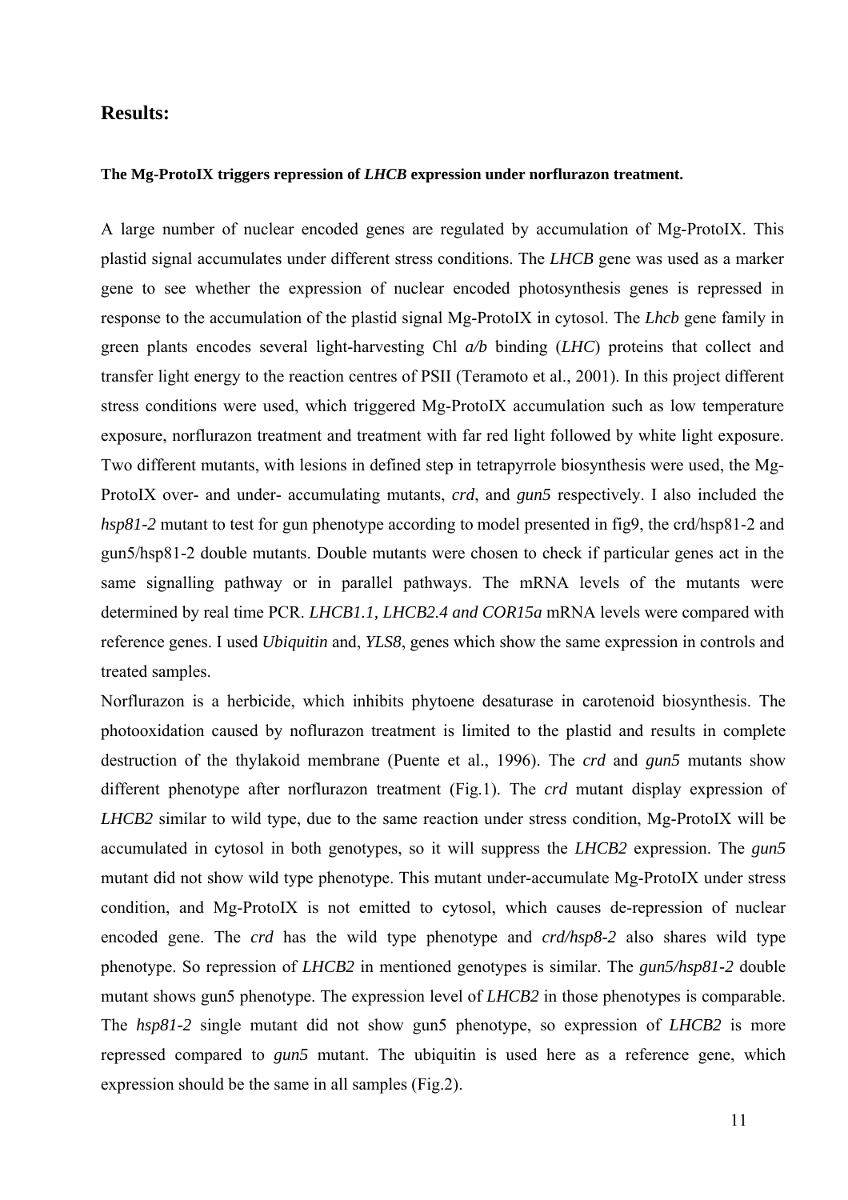## Results:

**The Mg-ProtoIX triggers repression of *LHCB* expression under norflurazon treatment.**

A large number of nuclear encoded genes are regulated by accumulation of Mg-ProtoIX. This plastid signal accumulates under different stress conditions. The *LHCB* gene was used as a marker gene to see whether the expression of nuclear encoded photosynthesis genes is repressed in response to the accumulation of the plastid signal Mg-ProtoIX in cytosol. The *Lhcb* gene family in green plants encodes several light-harvesting Chl *a/b* binding (*LHC*) proteins that collect and transfer light energy to the reaction centres of PSII (Teramoto et al., 2001). In this project different stress conditions were used, which triggered Mg-ProtoIX accumulation such as low temperature exposure, norflurazon treatment and treatment with far red light followed by white light exposure. Two different mutants, with lesions in defined step in tetrapyrrole biosynthesis were used, the Mg-ProtoIX over- and under- accumulating mutants, *crd*, and *gun5* respectively. I also included the *hsp81-2* mutant to test for gun phenotype according to model presented in fig9, the crd/hsp81-2 and gun5/hsp81-2 double mutants. Double mutants were chosen to check if particular genes act in the same signalling pathway or in parallel pathways. The mRNA levels of the mutants were determined by real time PCR. *LHCB1.1, LHCB2.4 and COR15a* mRNA levels were compared with reference genes. I used *Ubiquitin* and, *YLS8*, genes which show the same expression in controls and treated samples.

Norflurazon is a herbicide, which inhibits phytoene desaturase in carotenoid biosynthesis. The photooxidation caused by noflurazon treatment is limited to the plastid and results in complete destruction of the thylakoid membrane (Puente et al., 1996). The *crd* and *gun5* mutants show different phenotype after norflurazon treatment (Fig.1). The *crd* mutant display expression of *LHCB2* similar to wild type, due to the same reaction under stress condition, Mg-ProtoIX will be accumulated in cytosol in both genotypes, so it will suppress the *LHCB2* expression. The *gun5* mutant did not show wild type phenotype. This mutant under-accumulate Mg-ProtoIX under stress condition, and Mg-ProtoIX is not emitted to cytosol, which causes de-repression of nuclear encoded gene. The *crd* has the wild type phenotype and *crd/hsp8-2* also shares wild type phenotype. So repression of *LHCB2* in mentioned genotypes is similar. The *gun5/hsp81-2* double mutant shows gun5 phenotype. The expression level of *LHCB2* in those phenotypes is comparable. The *hsp81-2* single mutant did not show gun5 phenotype, so expression of *LHCB2* is more repressed compared to *gun5* mutant. The ubiquitin is used here as a reference gene, which expression should be the same in all samples (Fig.2).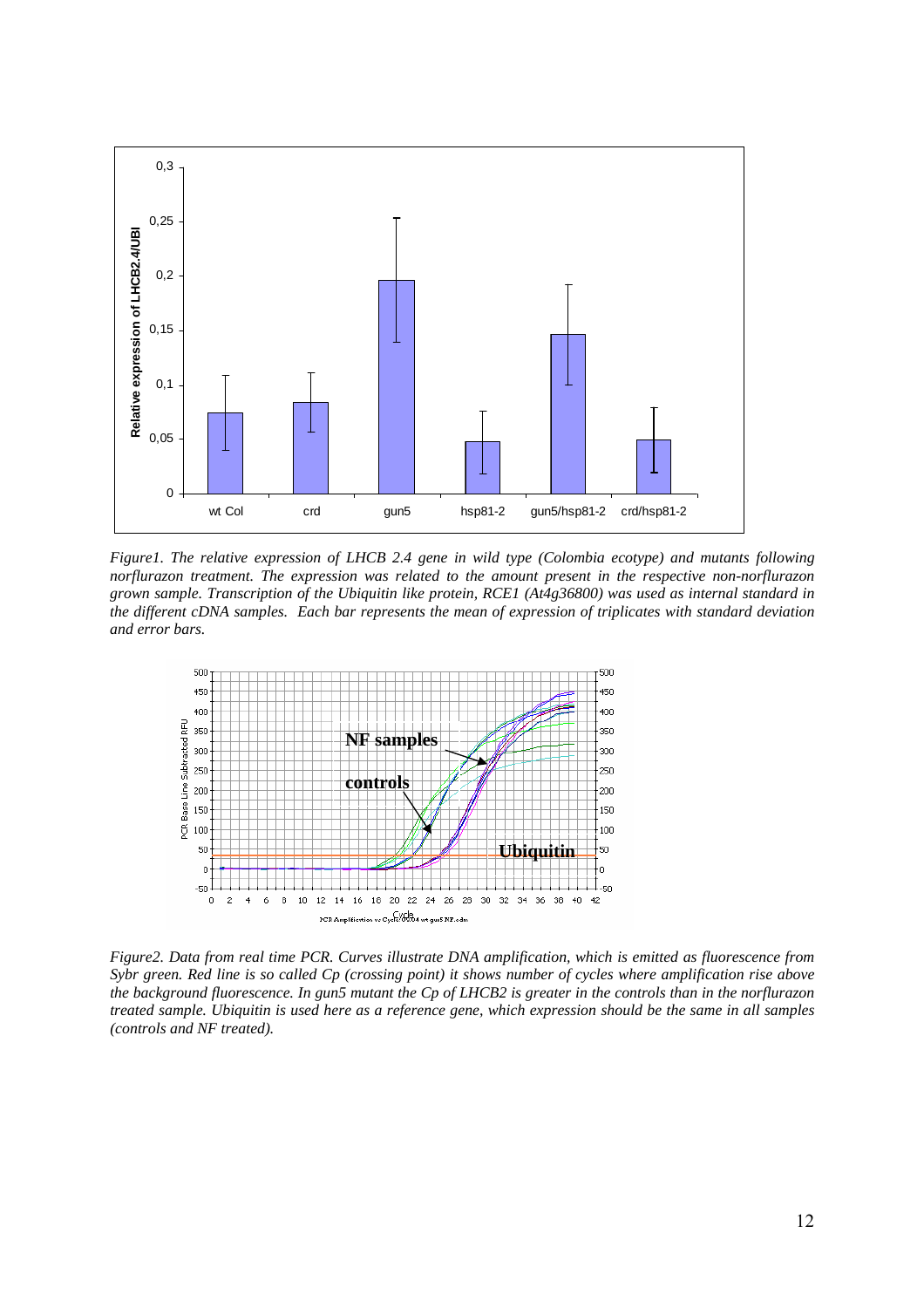*Figure1. The relative expression of LHCB 2.4 gene in wild type (Colombia ecotype) and mutants following norflurazon treatment. The expression was related to the amount present in the respective non-norflurazon grown sample. Transcription of the Ubiquitin like protein, RCE1 (At4g36800) was used as internal standard in the different cDNA samples. Each bar represents the mean of expression of triplicates with standard deviation and error bars.*

*Figure2. Data from real time PCR. Curves illustrate DNA amplification, which is emitted as fluorescence from Sybr green. Red line is so called Cp (crossing point) it shows number of cycles where amplification rise above the background fluorescence. In gun5 mutant the Cp of LHCB2 is greater in the controls than in the norflurazon treated sample. Ubiquitin is used here as a reference gene, which expression should be the same in all samples (controls and NF treated).*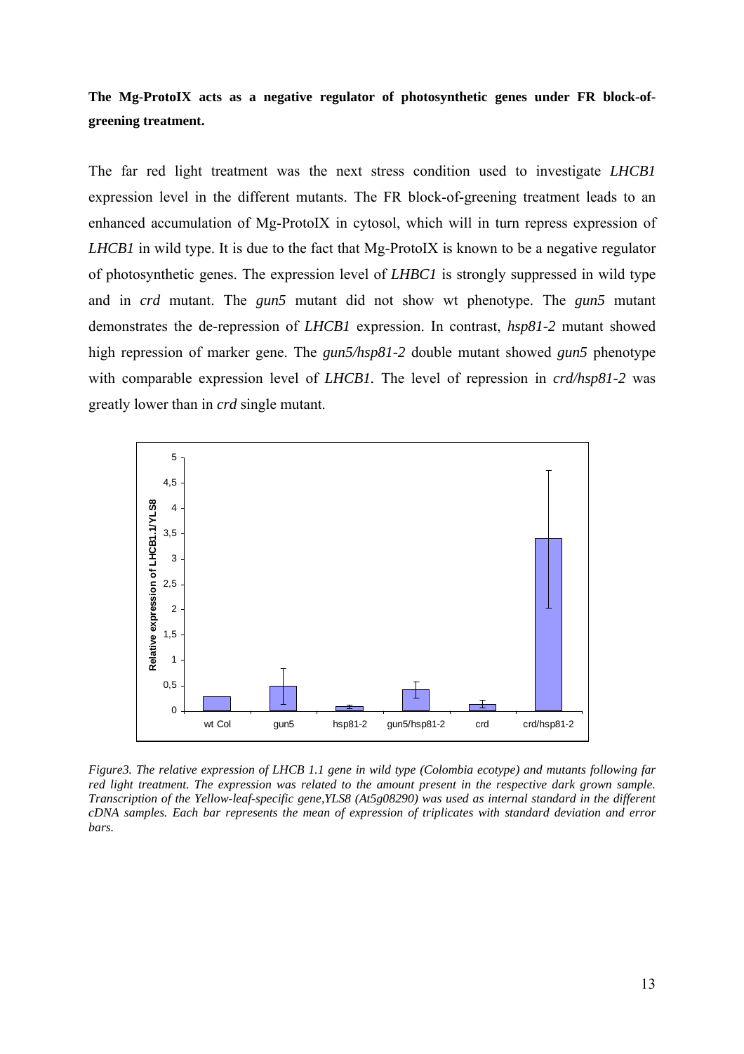**The Mg-ProtoIX acts as a negative regulator of photosynthetic genes under FR block-of-greening treatment.**

The far red light treatment was the next stress condition used to investigate *LHCB1* expression level in the different mutants. The FR block-of-greening treatment leads to an enhanced accumulation of Mg-ProtoIX in cytosol, which will in turn repress expression of *LHCB1* in wild type. It is due to the fact that Mg-ProtoIX is known to be a negative regulator of photosynthetic genes. The expression level of *LHBC1* is strongly suppressed in wild type and in *crd* mutant. The *gun5* mutant did not show wt phenotype. The *gun5* mutant demonstrates the de-repression of *LHCB1* expression. In contrast, *hsp81-2* mutant showed high repression of marker gene. The *gun5/hsp81-2* double mutant showed *gun5* phenotype with comparable expression level of *LHCB1.* The level of repression in *crd/hsp81-2* was greatly lower than in *crd* single mutant.

*Figure3. The relative expression of LHCB 1.1 gene in wild type (Colombia ecotype) and mutants following far red light treatment. The expression was related to the amount present in the respective dark grown sample. Transcription of the Yellow-leaf-specific gene,YLS8 (At5g08290) was used as internal standard in the different cDNA samples. Each bar represents the mean of expression of triplicates with standard deviation and error bars.*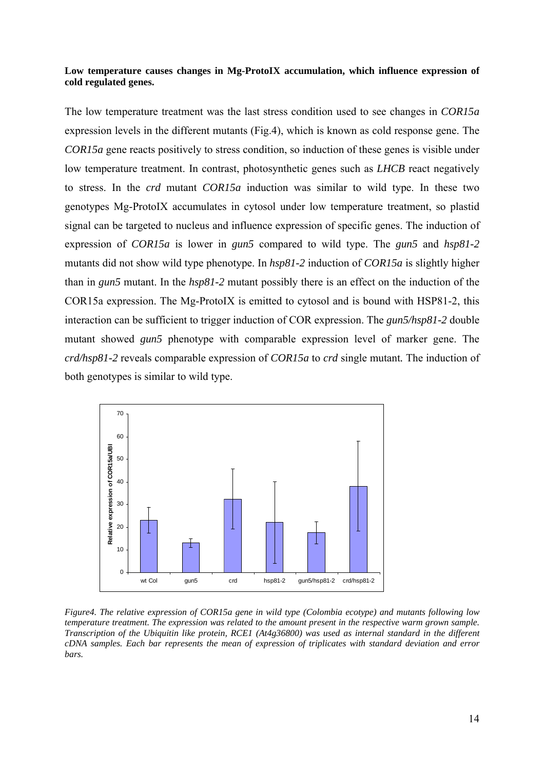**Low temperature causes changes in Mg-ProtoIX accumulation, which influence expression of cold regulated genes.**

The low temperature treatment was the last stress condition used to see changes in *COR15a* expression levels in the different mutants (Fig.4), which is known as cold response gene. The *COR15a* gene reacts positively to stress condition, so induction of these genes is visible under low temperature treatment. In contrast, photosynthetic genes such as *LHCB* react negatively to stress. In the *crd* mutant *COR15a* induction was similar to wild type. In these two genotypes Mg-ProtoIX accumulates in cytosol under low temperature treatment, so plastid signal can be targeted to nucleus and influence expression of specific genes. The induction of expression of *COR15a* is lower in *gun5* compared to wild type. The *gun5* and *hsp81-2* mutants did not show wild type phenotype. In *hsp81-2* induction of *COR15a* is slightly higher than in *gun5* mutant. In the *hsp81-2* mutant possibly there is an effect on the induction of the COR15a expression. The Mg-ProtoIX is emitted to cytosol and is bound with HSP81-2, this interaction can be sufficient to trigger induction of COR expression. The *gun5/hsp81-2* double mutant showed *gun5* phenotype with comparable expression level of marker gene. The *crd/hsp81-2* reveals comparable expression of *COR15a* to *crd* single mutant. The induction of both genotypes is similar to wild type.

*Figure4. The relative expression of COR15a gene in wild type (Colombia ecotype) and mutants following low temperature treatment. The expression was related to the amount present in the respective warm grown sample. Transcription of the Ubiquitin like protein, RCE1 (At4g36800) was used as internal standard in the different cDNA samples. Each bar represents the mean of expression of triplicates with standard deviation and error bars.*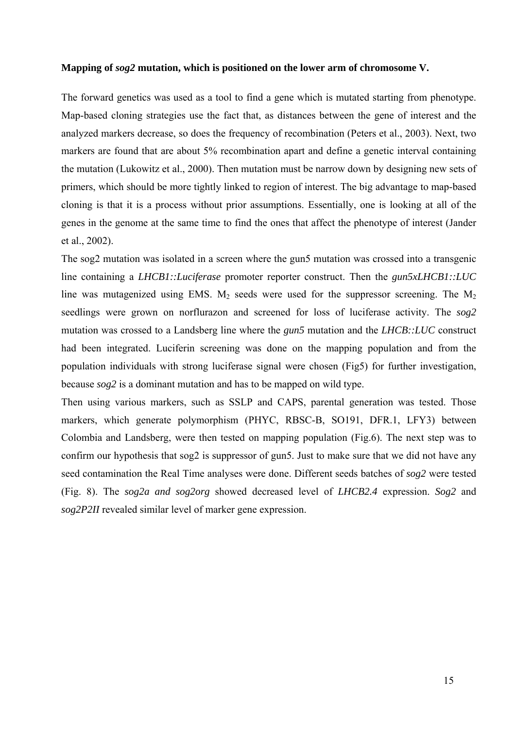**Mapping of *sog2* mutation, which is positioned on the lower arm of chromosome V.**

The forward genetics was used as a tool to find a gene which is mutated starting from phenotype. Map-based cloning strategies use the fact that, as distances between the gene of interest and the analyzed markers decrease, so does the frequency of recombination (Peters et al., 2003). Next, two markers are found that are about 5% recombination apart and define a genetic interval containing the mutation (Lukowitz et al., 2000). Then mutation must be narrow down by designing new sets of primers, which should be more tightly linked to region of interest. The big advantage to map-based cloning is that it is a process without prior assumptions. Essentially, one is looking at all of the genes in the genome at the same time to find the ones that affect the phenotype of interest (Jander et al., 2002).

The sog2 mutation was isolated in a screen where the gun5 mutation was crossed into a transgenic line containing a *LHCB1::Luciferase* promoter reporter construct. Then the *gun5xLHCB1::LUC* line was mutagenized using EMS. $M_2$ seeds were used for the suppressor screening. The $M_2$ seedlings were grown on norflurazon and screened for loss of luciferase activity. The *sog2* mutation was crossed to a Landsberg line where the *gun5* mutation and the *LHCB::LUC* construct had been integrated. Luciferin screening was done on the mapping population and from the population individuals with strong luciferase signal were chosen (Fig5) for further investigation, because *sog2* is a dominant mutation and has to be mapped on wild type.

Then using various markers, such as SSLP and CAPS, parental generation was tested. Those markers, which generate polymorphism (PHYC, RBSC-B, SO191, DFR.1, LFY3) between Colombia and Landsberg, were then tested on mapping population (Fig.6). The next step was to confirm our hypothesis that sog2 is suppressor of gun5. Just to make sure that we did not have any seed contamination the Real Time analyses were done. Different seeds batches of *sog2* were tested (Fig. 8). The *sog2a and sog2org* showed decreased level of *LHCB2.4* expression. *Sog2* and *sog2P2II* revealed similar level of marker gene expression.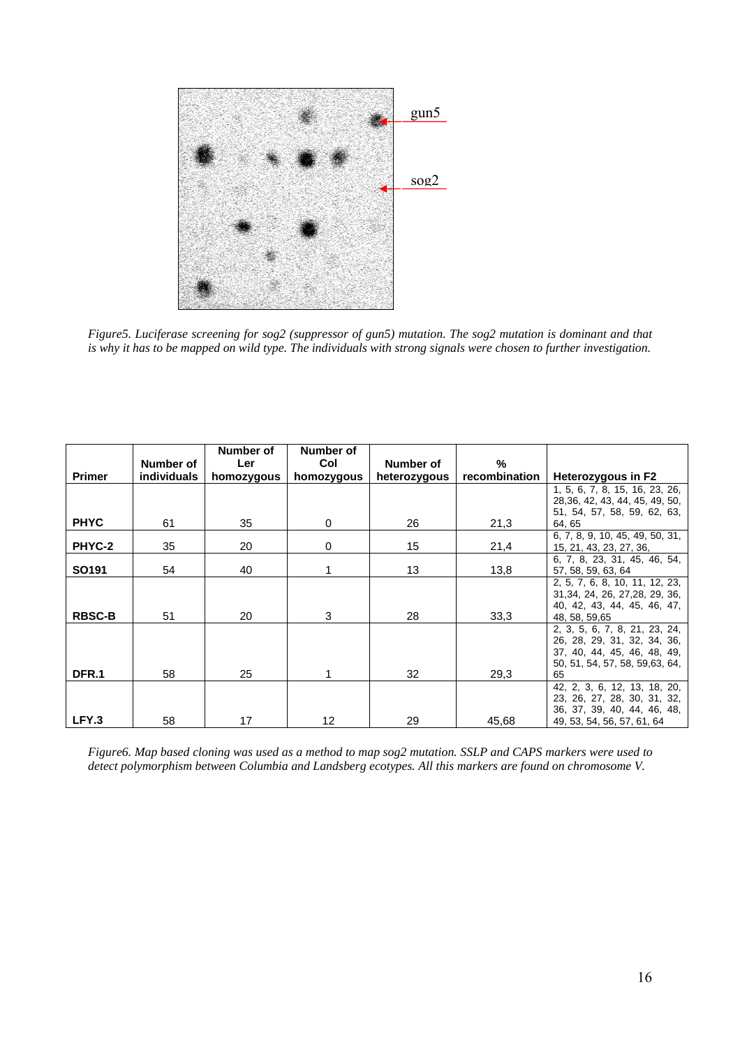gun5

sog2

*Figure5. Luciferase screening for sog2 (suppressor of gun5) mutation. The sog2 mutation is dominant and that is why it has to be mapped on wild type. The individuals with strong signals were chosen to further investigation.*

| Primer | Number of individuals | Number of Ler homozygous | Number of Col homozygous | Number of heterozygous | % recombination | Heterozygous in F2 |
|---|---|---|---|---|---|---|
| **PHYC** | 61 | 35 | 0 | 26 | 21,3 | 1, 5, 6, 7, 8, 15, 16, 23, 26, 28,36, 42, 43, 44, 45, 49, 50, 51, 54, 57, 58, 59, 62, 63, 64, 65 |
| **PHYC-2** | 35 | 20 | 0 | 15 | 21,4 | 6, 7, 8, 9, 10, 45, 49, 50, 31, 15, 21, 43, 23, 27, 36, |
| **SO191** | 54 | 40 | 1 | 13 | 13,8 | 6, 7, 8, 23, 31, 45, 46, 54, 57, 58, 59, 63, 64 |
| **RBSC-B** | 51 | 20 | 3 | 28 | 33,3 | 2, 5, 7, 6, 8, 10, 11, 12, 23, 31,34, 24, 26, 27,28, 29, 36, 40, 42, 43, 44, 45, 46, 47, 48, 58, 59,65 |
| **DFR.1** | 58 | 25 | 1 | 32 | 29,3 | 2, 3, 5, 6, 7, 8, 21, 23, 24, 26, 28, 29, 31, 32, 34, 36, 37, 40, 44, 45, 46, 48, 49, 50, 51, 54, 57, 58, 59,63, 64, 65 |
| **LFY.3** | 58 | 17 | 12 | 29 | 45,68 | 42, 2, 3, 6, 12, 13, 18, 20, 23, 26, 27, 28, 30, 31, 32, 36, 37, 39, 40, 44, 46, 48, 49, 53, 54, 56, 57, 61, 64 |

*Figure6. Map based cloning was used as a method to map sog2 mutation. SSLP and CAPS markers were used to detect polymorphism between Columbia and Landsberg ecotypes. All this markers are found on chromosome V.*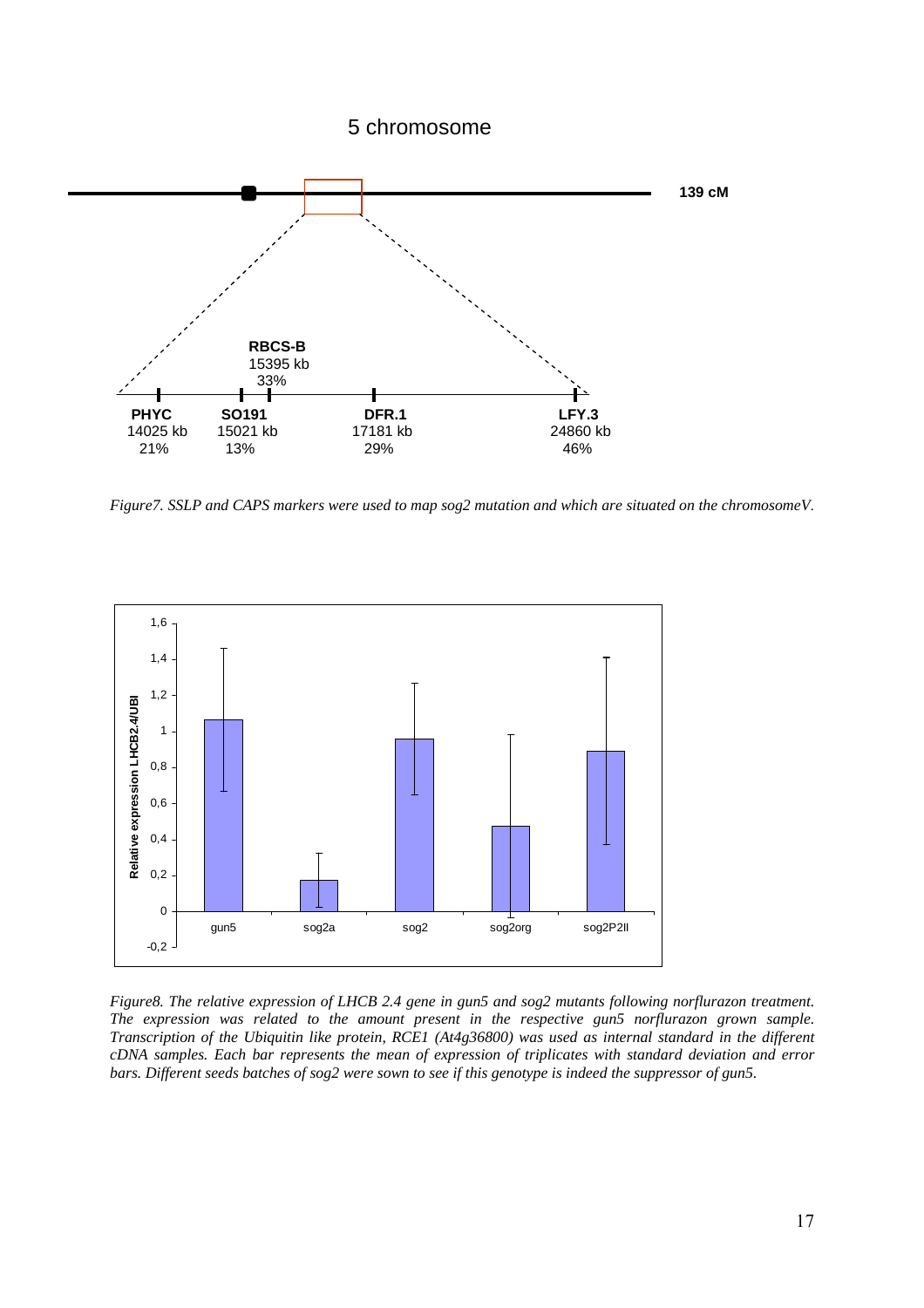5 chromosome

139 cM

| Marker | Position | % |
|---|---|---|
| PHYC | 14025 kb | 21% |
| SO191 | 15021 kb | 13% |
| RBCS-B | 15395 kb | 33% |
| DFR.1 | 17181 kb | 29% |
| LFY.3 | 24860 kb | 46% |

*Figure7. SSLP and CAPS markers were used to map sog2 mutation and which are situated on the chromosomeV.*

*Figure8. The relative expression of LHCB 2.4 gene in gun5 and sog2 mutants following norflurazon treatment. The expression was related to the amount present in the respective gun5 norflurazon grown sample. Transcription of the Ubiquitin like protein, RCE1 (At4g36800) was used as internal standard in the different cDNA samples. Each bar represents the mean of expression of triplicates with standard deviation and error bars. Different seeds batches of sog2 were sown to see if this genotype is indeed the suppressor of gun5.*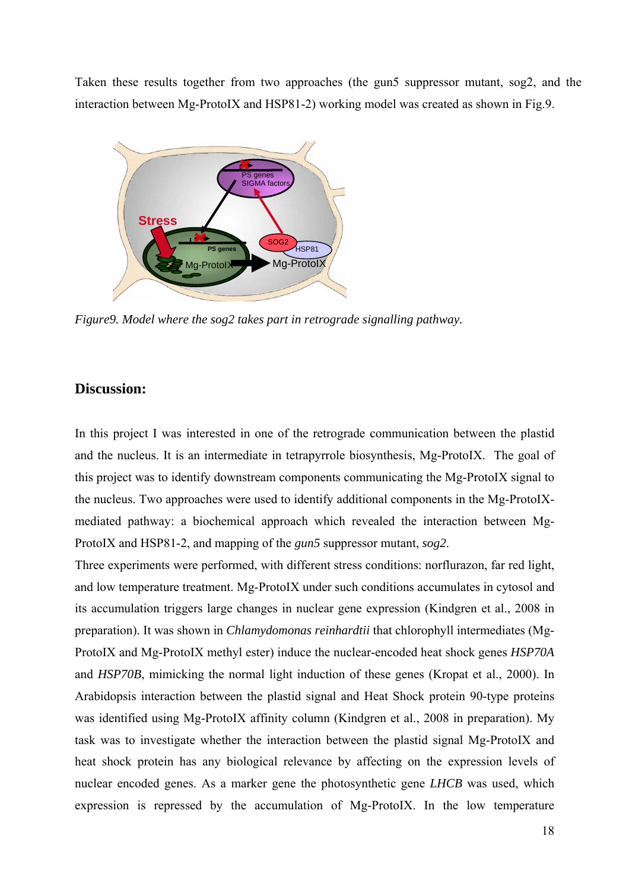Taken these results together from two approaches (the gun5 suppressor mutant, sog2, and the interaction between Mg-ProtoIX and HSP81-2) working model was created as shown in Fig.9.

*Figure9. Model where the sog2 takes part in retrograde signalling pathway.*

## Discussion:

In this project I was interested in one of the retrograde communication between the plastid and the nucleus. It is an intermediate in tetrapyrrole biosynthesis, Mg-ProtoIX. The goal of this project was to identify downstream components communicating the Mg-ProtoIX signal to the nucleus. Two approaches were used to identify additional components in the Mg-ProtoIX-mediated pathway: a biochemical approach which revealed the interaction between Mg-ProtoIX and HSP81-2, and mapping of the *gun5* suppressor mutant, *sog2*.

Three experiments were performed, with different stress conditions: norflurazon, far red light, and low temperature treatment. Mg-ProtoIX under such conditions accumulates in cytosol and its accumulation triggers large changes in nuclear gene expression (Kindgren et al., 2008 in preparation). It was shown in *Chlamydomonas reinhardtii* that chlorophyll intermediates (Mg-ProtoIX and Mg-ProtoIX methyl ester) induce the nuclear-encoded heat shock genes *HSP70A* and *HSP70B*, mimicking the normal light induction of these genes (Kropat et al., 2000). In Arabidopsis interaction between the plastid signal and Heat Shock protein 90-type proteins was identified using Mg-ProtoIX affinity column (Kindgren et al., 2008 in preparation). My task was to investigate whether the interaction between the plastid signal Mg-ProtoIX and heat shock protein has any biological relevance by affecting on the expression levels of nuclear encoded genes. As a marker gene the photosynthetic gene *LHCB* was used, which expression is repressed by the accumulation of Mg-ProtoIX. In the low temperature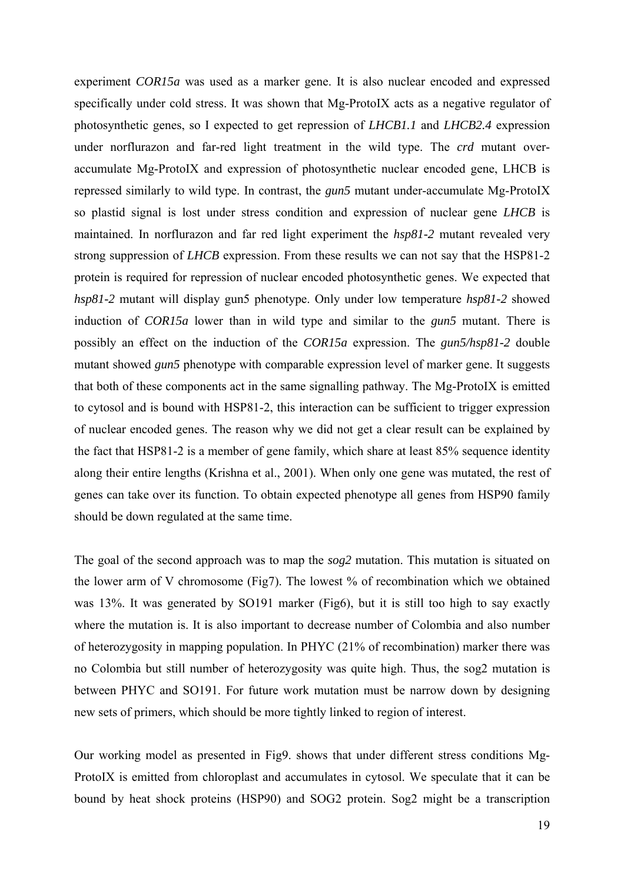experiment *COR15a* was used as a marker gene. It is also nuclear encoded and expressed specifically under cold stress. It was shown that Mg-ProtoIX acts as a negative regulator of photosynthetic genes, so I expected to get repression of *LHCB1.1* and *LHCB2.4* expression under norflurazon and far-red light treatment in the wild type. The *crd* mutant over-accumulate Mg-ProtoIX and expression of photosynthetic nuclear encoded gene, LHCB is repressed similarly to wild type. In contrast, the *gun5* mutant under-accumulate Mg-ProtoIX so plastid signal is lost under stress condition and expression of nuclear gene *LHCB* is maintained. In norflurazon and far red light experiment the *hsp81-2* mutant revealed very strong suppression of *LHCB* expression. From these results we can not say that the HSP81-2 protein is required for repression of nuclear encoded photosynthetic genes. We expected that *hsp81-2* mutant will display gun5 phenotype. Only under low temperature *hsp81-2* showed induction of *COR15a* lower than in wild type and similar to the *gun5* mutant. There is possibly an effect on the induction of the *COR15a* expression. The *gun5/hsp81-2* double mutant showed *gun5* phenotype with comparable expression level of marker gene. It suggests that both of these components act in the same signalling pathway. The Mg-ProtoIX is emitted to cytosol and is bound with HSP81-2, this interaction can be sufficient to trigger expression of nuclear encoded genes. The reason why we did not get a clear result can be explained by the fact that HSP81-2 is a member of gene family, which share at least 85% sequence identity along their entire lengths (Krishna et al., 2001). When only one gene was mutated, the rest of genes can take over its function. To obtain expected phenotype all genes from HSP90 family should be down regulated at the same time.

The goal of the second approach was to map the *sog2* mutation. This mutation is situated on the lower arm of V chromosome (Fig7). The lowest % of recombination which we obtained was 13%. It was generated by SO191 marker (Fig6), but it is still too high to say exactly where the mutation is. It is also important to decrease number of Colombia and also number of heterozygosity in mapping population. In PHYC (21% of recombination) marker there was no Colombia but still number of heterozygosity was quite high. Thus, the sog2 mutation is between PHYC and SO191. For future work mutation must be narrow down by designing new sets of primers, which should be more tightly linked to region of interest.

Our working model as presented in Fig9. shows that under different stress conditions Mg-ProtoIX is emitted from chloroplast and accumulates in cytosol. We speculate that it can be bound by heat shock proteins (HSP90) and SOG2 protein. Sog2 might be a transcription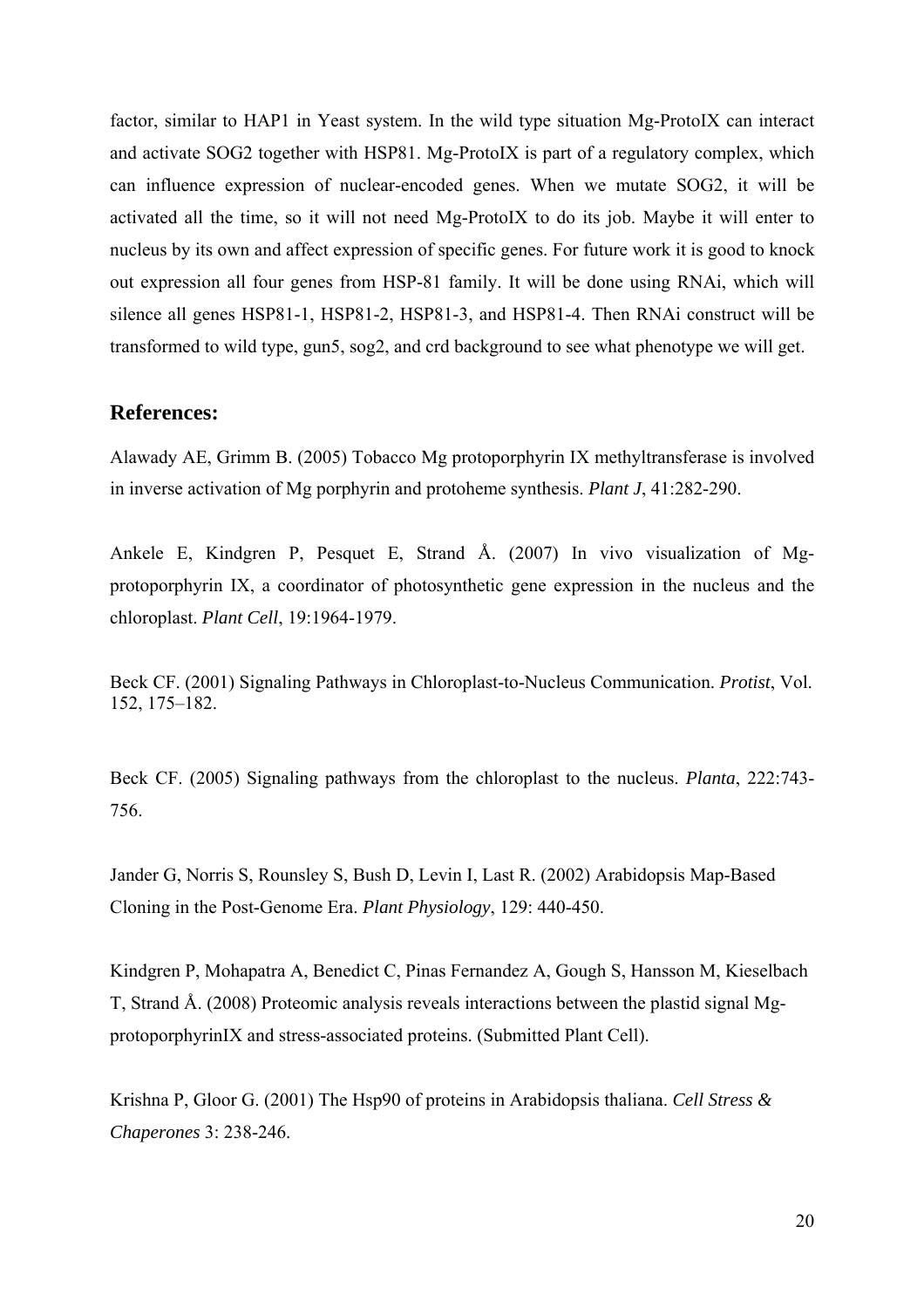factor, similar to HAP1 in Yeast system. In the wild type situation Mg-ProtoIX can interact and activate SOG2 together with HSP81. Mg-ProtoIX is part of a regulatory complex, which can influence expression of nuclear-encoded genes. When we mutate SOG2, it will be activated all the time, so it will not need Mg-ProtoIX to do its job. Maybe it will enter to nucleus by its own and affect expression of specific genes. For future work it is good to knock out expression all four genes from HSP-81 family. It will be done using RNAi, which will silence all genes HSP81-1, HSP81-2, HSP81-3, and HSP81-4. Then RNAi construct will be transformed to wild type, gun5, sog2, and crd background to see what phenotype we will get.

## References:

Alawady AE, Grimm B. (2005) Tobacco Mg protoporphyrin IX methyltransferase is involved in inverse activation of Mg porphyrin and protoheme synthesis. *Plant J*, 41:282-290.

Ankele E, Kindgren P, Pesquet E, Strand Å. (2007) In vivo visualization of Mg-protoporphyrin IX, a coordinator of photosynthetic gene expression in the nucleus and the chloroplast. *Plant Cell*, 19:1964-1979.

Beck CF. (2001) Signaling Pathways in Chloroplast-to-Nucleus Communication. *Protist*, Vol. 152, 175–182.

Beck CF. (2005) Signaling pathways from the chloroplast to the nucleus. *Planta*, 222:743-756.

Jander G, Norris S, Rounsley S, Bush D, Levin I, Last R. (2002) Arabidopsis Map-Based Cloning in the Post-Genome Era. *Plant Physiology*, 129: 440-450.

Kindgren P, Mohapatra A, Benedict C, Pinas Fernandez A, Gough S, Hansson M, Kieselbach T, Strand Å. (2008) Proteomic analysis reveals interactions between the plastid signal Mg-protoporphyrinIX and stress-associated proteins. (Submitted Plant Cell).

Krishna P, Gloor G. (2001) The Hsp90 of proteins in Arabidopsis thaliana. *Cell Stress & Chaperones* 3: 238-246.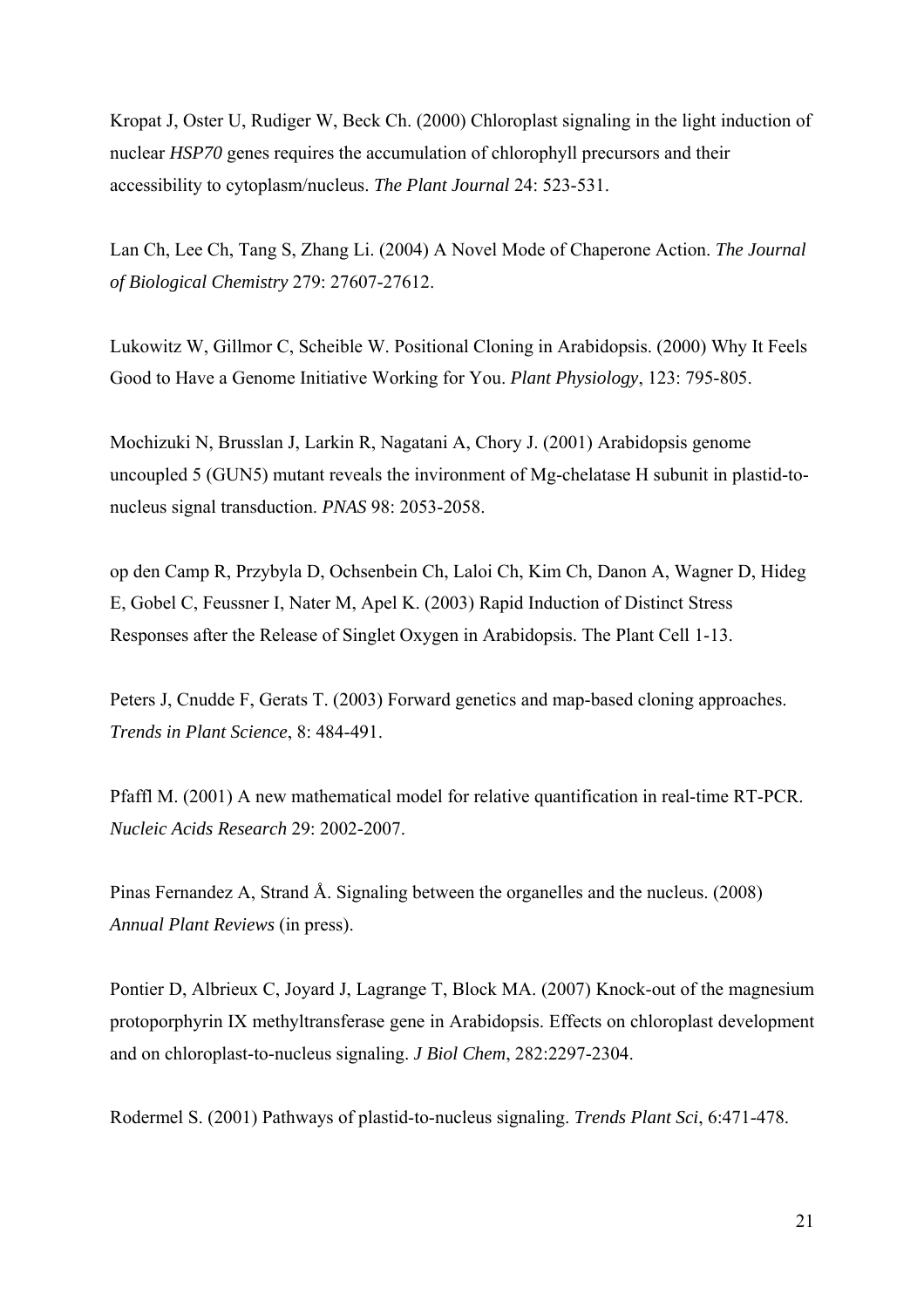Kropat J, Oster U, Rudiger W, Beck Ch. (2000) Chloroplast signaling in the light induction of nuclear *HSP70* genes requires the accumulation of chlorophyll precursors and their accessibility to cytoplasm/nucleus. *The Plant Journal* 24: 523-531.

Lan Ch, Lee Ch, Tang S, Zhang Li. (2004) A Novel Mode of Chaperone Action. *The Journal of Biological Chemistry* 279: 27607-27612.

Lukowitz W, Gillmor C, Scheible W. Positional Cloning in Arabidopsis. (2000) Why It Feels Good to Have a Genome Initiative Working for You. *Plant Physiology*, 123: 795-805.

Mochizuki N, Brusslan J, Larkin R, Nagatani A, Chory J. (2001) Arabidopsis genome uncoupled 5 (GUN5) mutant reveals the invironment of Mg-chelatase H subunit in plastid-to-nucleus signal transduction. *PNAS* 98: 2053-2058.

op den Camp R, Przybyla D, Ochsenbein Ch, Laloi Ch, Kim Ch, Danon A, Wagner D, Hideg E, Gobel C, Feussner I, Nater M, Apel K. (2003) Rapid Induction of Distinct Stress Responses after the Release of Singlet Oxygen in Arabidopsis. The Plant Cell 1-13.

Peters J, Cnudde F, Gerats T. (2003) Forward genetics and map-based cloning approaches. *Trends in Plant Science*, 8: 484-491.

Pfaffl M. (2001) A new mathematical model for relative quantification in real-time RT-PCR. *Nucleic Acids Research* 29: 2002-2007.

Pinas Fernandez A, Strand Å. Signaling between the organelles and the nucleus. (2008) *Annual Plant Reviews* (in press).

Pontier D, Albrieux C, Joyard J, Lagrange T, Block MA. (2007) Knock-out of the magnesium protoporphyrin IX methyltransferase gene in Arabidopsis. Effects on chloroplast development and on chloroplast-to-nucleus signaling. *J Biol Chem*, 282:2297-2304.

Rodermel S. (2001) Pathways of plastid-to-nucleus signaling. *Trends Plant Sci*, 6:471-478.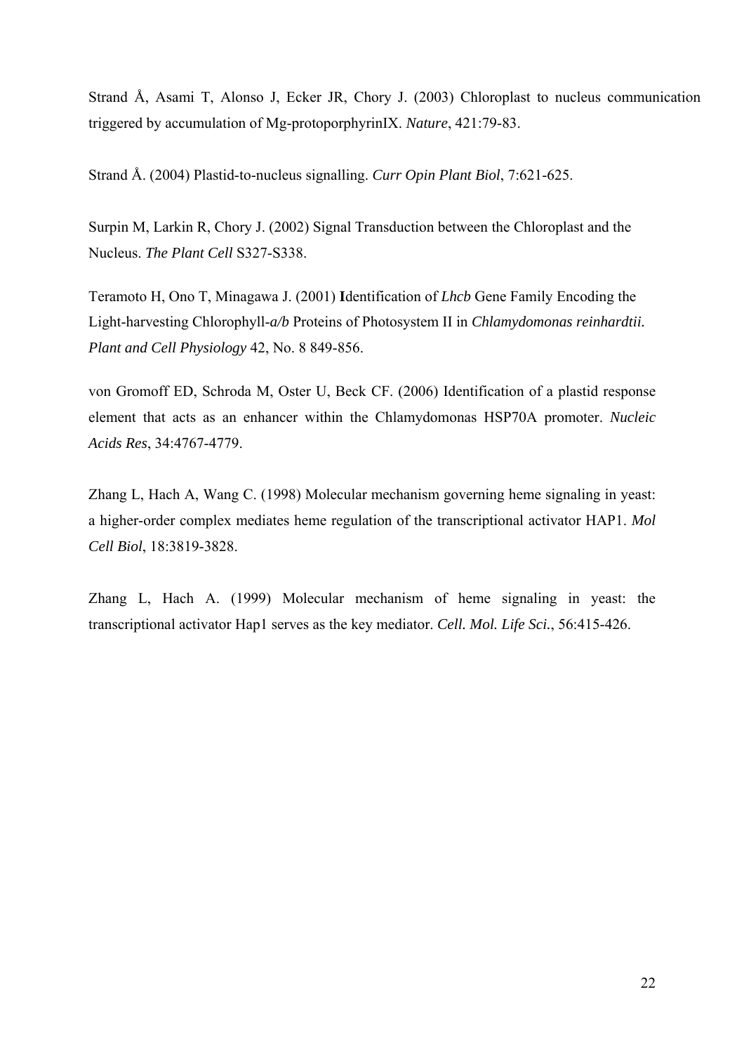Strand Å, Asami T, Alonso J, Ecker JR, Chory J. (2003) Chloroplast to nucleus communication triggered by accumulation of Mg-protoporphyrinIX. *Nature*, 421:79-83.

Strand Å. (2004) Plastid-to-nucleus signalling. *Curr Opin Plant Biol*, 7:621-625.

Surpin M, Larkin R, Chory J. (2002) Signal Transduction between the Chloroplast and the Nucleus. *The Plant Cell* S327-S338.

Teramoto H, Ono T, Minagawa J. (2001) **I**dentification of *Lhcb* Gene Family Encoding the Light-harvesting Chlorophyll-*a/b* Proteins of Photosystem II in *Chlamydomonas reinhardtii. Plant and Cell Physiology* 42, No. 8 849-856.

von Gromoff ED, Schroda M, Oster U, Beck CF. (2006) Identification of a plastid response element that acts as an enhancer within the Chlamydomonas HSP70A promoter. *Nucleic Acids Res*, 34:4767-4779.

Zhang L, Hach A, Wang C. (1998) Molecular mechanism governing heme signaling in yeast: a higher-order complex mediates heme regulation of the transcriptional activator HAP1. *Mol Cell Biol*, 18:3819-3828.

Zhang L, Hach A. (1999) Molecular mechanism of heme signaling in yeast: the transcriptional activator Hap1 serves as the key mediator. *Cell. Mol. Life Sci.*, 56:415-426.